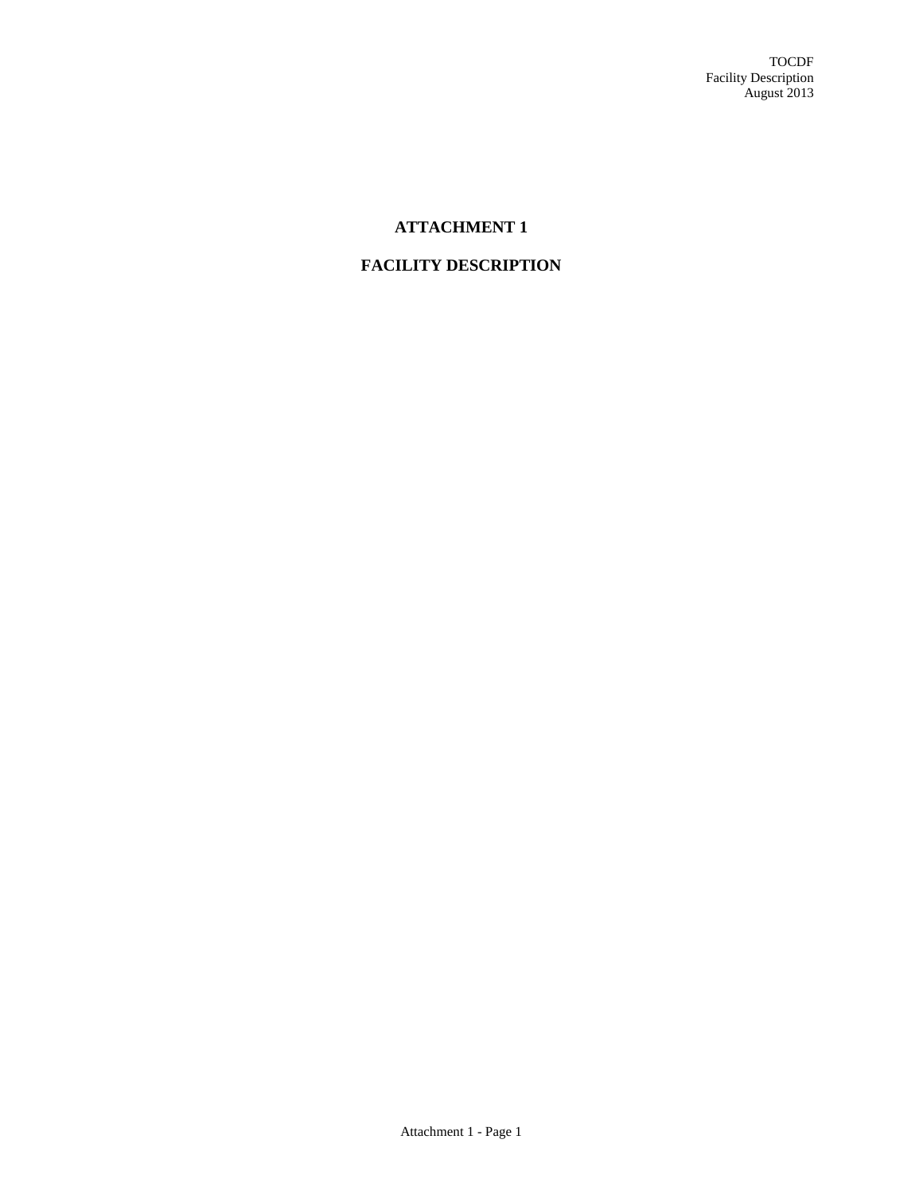# ATTACHMENT 1

# FACILITY DESCRIPTION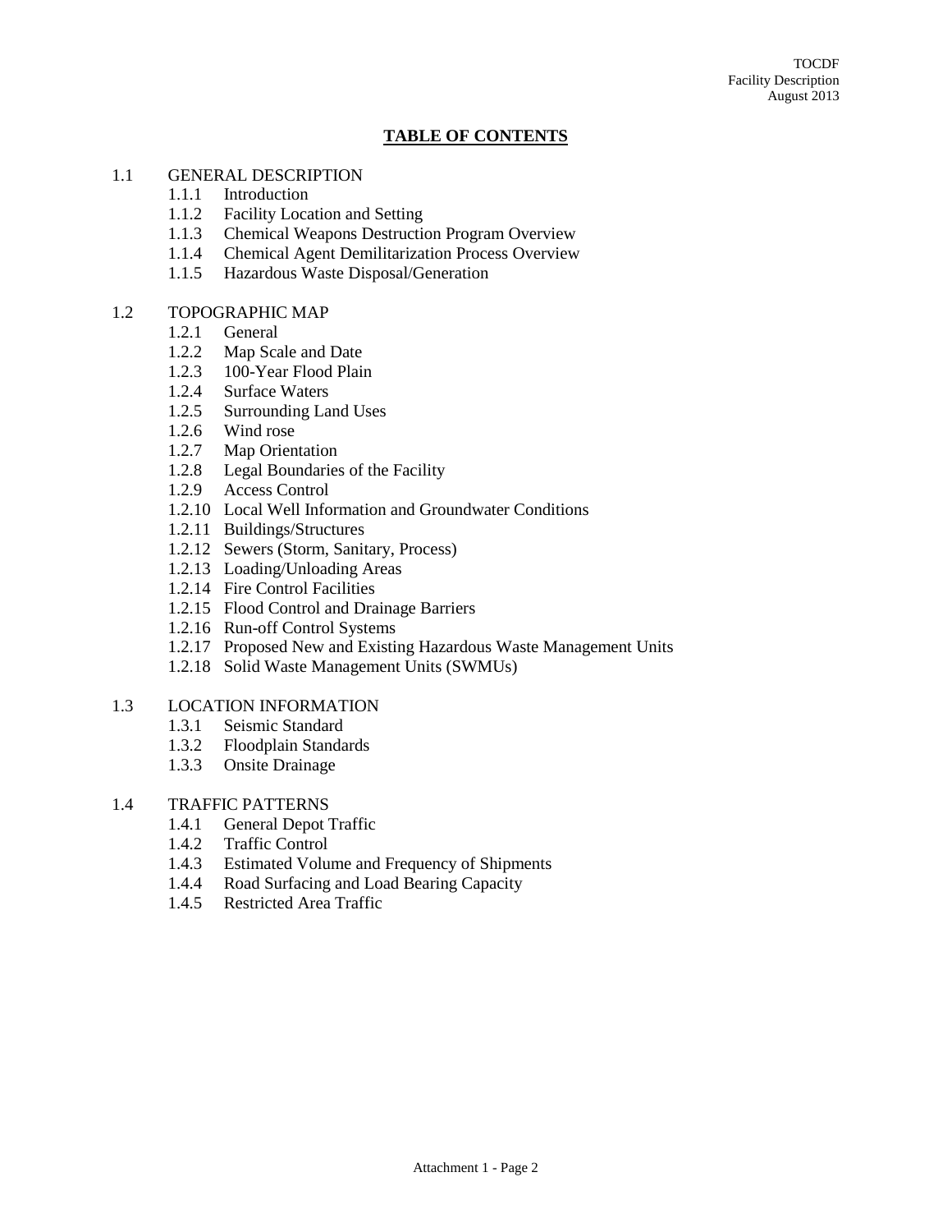# TABLE OF CONTENTS

1.1 GENERAL DESCRIPTION
- 1.1.1 Introduction
- 1.1.2 Facility Location and Setting
- 1.1.3 Chemical Weapons Destruction Program Overview
- 1.1.4 Chemical Agent Demilitarization Process Overview
- 1.1.5 Hazardous Waste Disposal/Generation

1.2 TOPOGRAPHIC MAP
- 1.2.1 General
- 1.2.2 Map Scale and Date
- 1.2.3 100-Year Flood Plain
- 1.2.4 Surface Waters
- 1.2.5 Surrounding Land Uses
- 1.2.6 Wind rose
- 1.2.7 Map Orientation
- 1.2.8 Legal Boundaries of the Facility
- 1.2.9 Access Control
- 1.2.10 Local Well Information and Groundwater Conditions
- 1.2.11 Buildings/Structures
- 1.2.12 Sewers (Storm, Sanitary, Process)
- 1.2.13 Loading/Unloading Areas
- 1.2.14 Fire Control Facilities
- 1.2.15 Flood Control and Drainage Barriers
- 1.2.16 Run-off Control Systems
- 1.2.17 Proposed New and Existing Hazardous Waste Management Units
- 1.2.18 Solid Waste Management Units (SWMUs)

1.3 LOCATION INFORMATION
- 1.3.1 Seismic Standard
- 1.3.2 Floodplain Standards
- 1.3.3 Onsite Drainage

1.4 TRAFFIC PATTERNS
- 1.4.1 General Depot Traffic
- 1.4.2 Traffic Control
- 1.4.3 Estimated Volume and Frequency of Shipments
- 1.4.4 Road Surfacing and Load Bearing Capacity
- 1.4.5 Restricted Area Traffic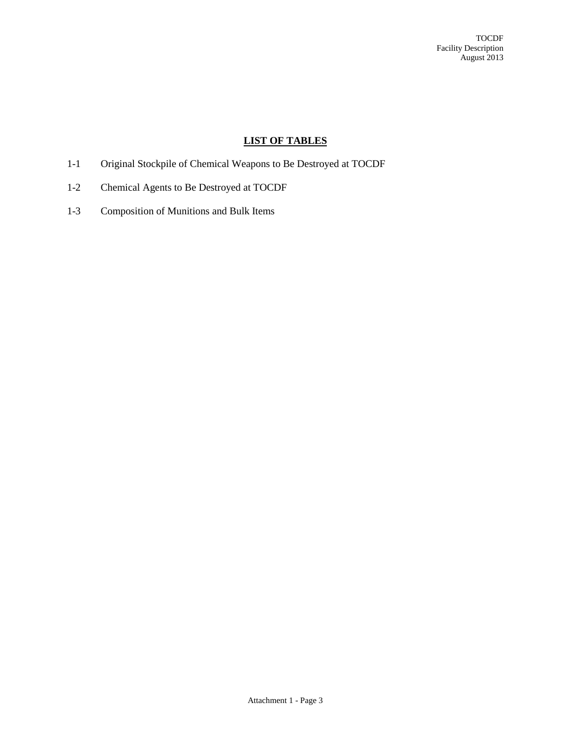## LIST OF TABLES

1-1 Original Stockpile of Chemical Weapons to Be Destroyed at TOCDF

1-2 Chemical Agents to Be Destroyed at TOCDF

1-3 Composition of Munitions and Bulk Items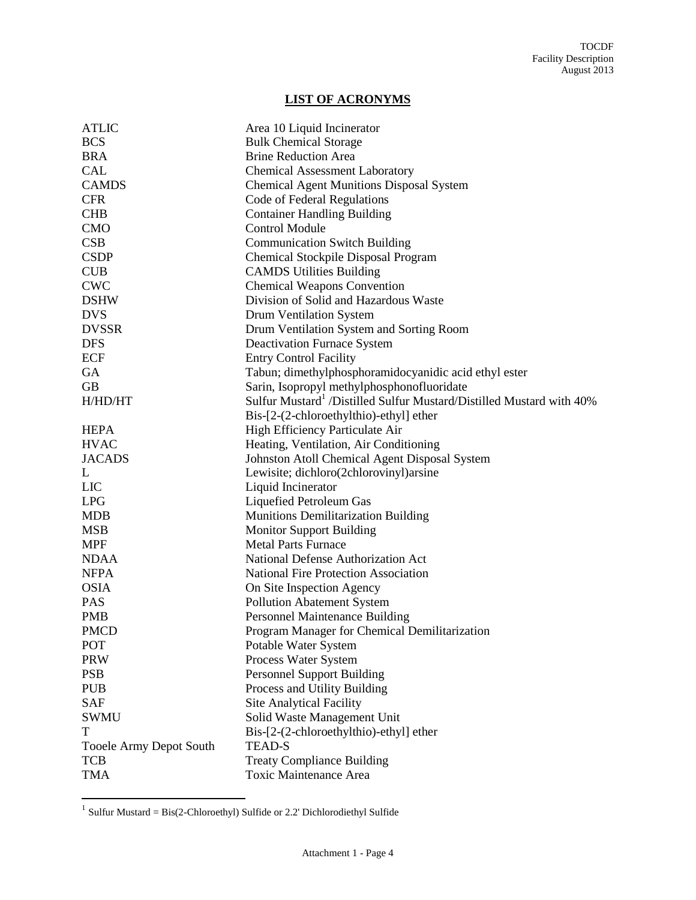## LIST OF ACRONYMS

| | |
|---|---|
| ATLIC | Area 10 Liquid Incinerator |
| BCS | Bulk Chemical Storage |
| BRA | Brine Reduction Area |
| CAL | Chemical Assessment Laboratory |
| CAMDS | Chemical Agent Munitions Disposal System |
| CFR | Code of Federal Regulations |
| CHB | Container Handling Building |
| CMO | Control Module |
| CSB | Communication Switch Building |
| CSDP | Chemical Stockpile Disposal Program |
| CUB | CAMDS Utilities Building |
| CWC | Chemical Weapons Convention |
| DSHW | Division of Solid and Hazardous Waste |
| DVS | Drum Ventilation System |
| DVSSR | Drum Ventilation System and Sorting Room |
| DFS | Deactivation Furnace System |
| ECF | Entry Control Facility |
| GA | Tabun; dimethylphosphoramidocyanidic acid ethyl ester |
| GB | Sarin, Isopropyl methylphosphonofluoridate |
| H/HD/HT | Sulfur Mustard[1] /Distilled Sulfur Mustard/Distilled Mustard with 40% Bis-[2-(2-chloroethylthio)-ethyl] ether |
| HEPA | High Efficiency Particulate Air |
| HVAC | Heating, Ventilation, Air Conditioning |
| JACADS | Johnston Atoll Chemical Agent Disposal System |
| L | Lewisite; dichloro(2chlorovinyl)arsine |
| LIC | Liquid Incinerator |
| LPG | Liquefied Petroleum Gas |
| MDB | Munitions Demilitarization Building |
| MSB | Monitor Support Building |
| MPF | Metal Parts Furnace |
| NDAA | National Defense Authorization Act |
| NFPA | National Fire Protection Association |
| OSIA | On Site Inspection Agency |
| PAS | Pollution Abatement System |
| PMB | Personnel Maintenance Building |
| PMCD | Program Manager for Chemical Demilitarization |
| POT | Potable Water System |
| PRW | Process Water System |
| PSB | Personnel Support Building |
| PUB | Process and Utility Building |
| SAF | Site Analytical Facility |
| SWMU | Solid Waste Management Unit |
| T | Bis-[2-(2-chloroethylthio)-ethyl] ether |
| Tooele Army Depot South | TEAD-S |
| TCB | Treaty Compliance Building |
| TMA | Toxic Maintenance Area |

[1] Sulfur Mustard = Bis(2-Chloroethyl) Sulfide or 2.2' Dichlorodiethyl Sulfide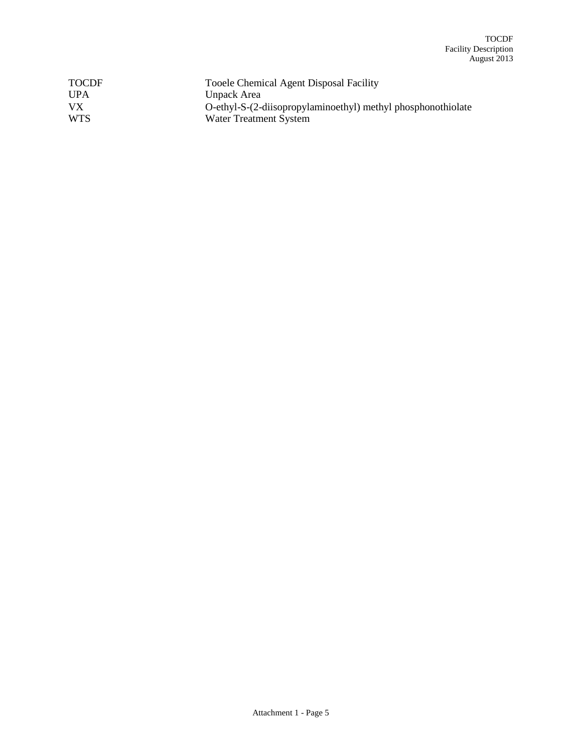| | |
|---|---|
| TOCDF | Tooele Chemical Agent Disposal Facility |
| UPA | Unpack Area |
| VX | O-ethyl-S-(2-diisopropylaminoethyl) methyl phosphonothiolate |
| WTS | Water Treatment System |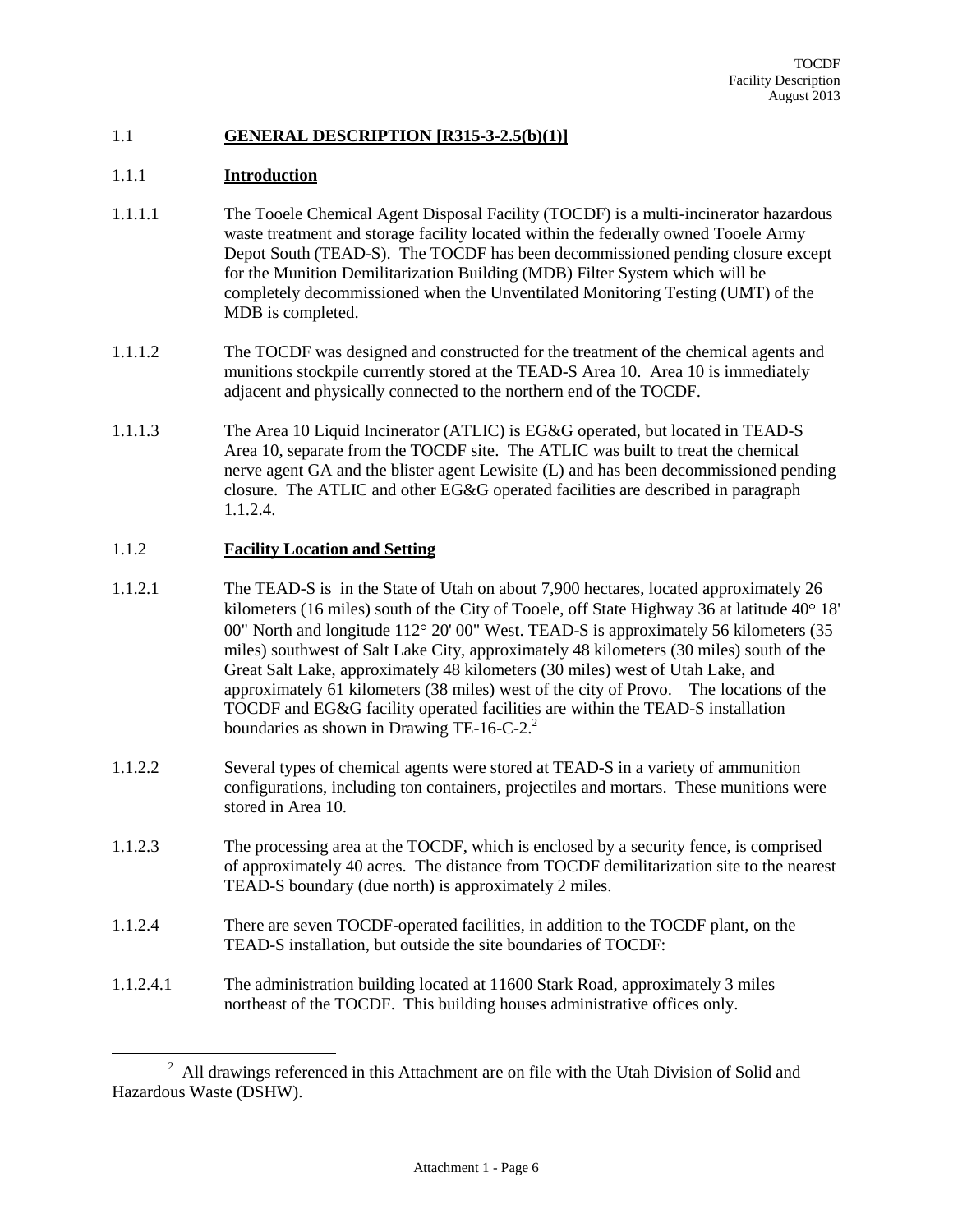## 1.1 GENERAL DESCRIPTION [R315-3-2.5(b)(1)]

### 1.1.1 Introduction

1.1.1.1 The Tooele Chemical Agent Disposal Facility (TOCDF) is a multi-incinerator hazardous waste treatment and storage facility located within the federally owned Tooele Army Depot South (TEAD-S). The TOCDF has been decommissioned pending closure except for the Munition Demilitarization Building (MDB) Filter System which will be completely decommissioned when the Unventilated Monitoring Testing (UMT) of the MDB is completed.

1.1.1.2 The TOCDF was designed and constructed for the treatment of the chemical agents and munitions stockpile currently stored at the TEAD-S Area 10. Area 10 is immediately adjacent and physically connected to the northern end of the TOCDF.

1.1.1.3 The Area 10 Liquid Incinerator (ATLIC) is EG&G operated, but located in TEAD-S Area 10, separate from the TOCDF site. The ATLIC was built to treat the chemical nerve agent GA and the blister agent Lewisite (L) and has been decommissioned pending closure. The ATLIC and other EG&G operated facilities are described in paragraph 1.1.2.4.

### 1.1.2 Facility Location and Setting

1.1.2.1 The TEAD-S is in the State of Utah on about 7,900 hectares, located approximately 26 kilometers (16 miles) south of the City of Tooele, off State Highway 36 at latitude 40° 18' 00" North and longitude 112° 20' 00" West. TEAD-S is approximately 56 kilometers (35 miles) southwest of Salt Lake City, approximately 48 kilometers (30 miles) south of the Great Salt Lake, approximately 48 kilometers (30 miles) west of Utah Lake, and approximately 61 kilometers (38 miles) west of the city of Provo. The locations of the TOCDF and EG&G facility operated facilities are within the TEAD-S installation boundaries as shown in Drawing TE-16-C-2.[2]

1.1.2.2 Several types of chemical agents were stored at TEAD-S in a variety of ammunition configurations, including ton containers, projectiles and mortars. These munitions were stored in Area 10.

1.1.2.3 The processing area at the TOCDF, which is enclosed by a security fence, is comprised of approximately 40 acres. The distance from TOCDF demilitarization site to the nearest TEAD-S boundary (due north) is approximately 2 miles.

1.1.2.4 There are seven TOCDF-operated facilities, in addition to the TOCDF plant, on the TEAD-S installation, but outside the site boundaries of TOCDF:

1.1.2.4.1 The administration building located at 11600 Stark Road, approximately 3 miles northeast of the TOCDF. This building houses administrative offices only.

[2] All drawings referenced in this Attachment are on file with the Utah Division of Solid and Hazardous Waste (DSHW).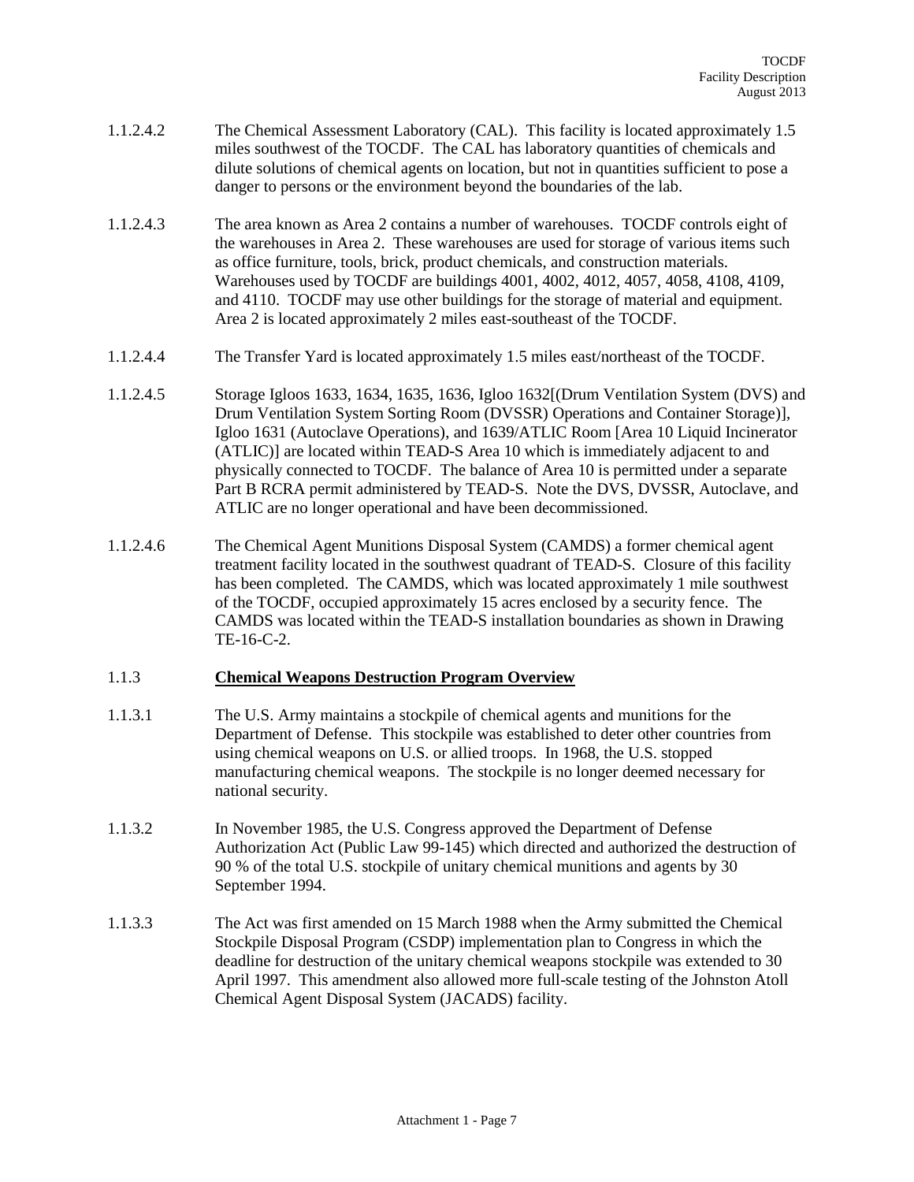1.1.2.4.2 The Chemical Assessment Laboratory (CAL). This facility is located approximately 1.5 miles southwest of the TOCDF. The CAL has laboratory quantities of chemicals and dilute solutions of chemical agents on location, but not in quantities sufficient to pose a danger to persons or the environment beyond the boundaries of the lab.

1.1.2.4.3 The area known as Area 2 contains a number of warehouses. TOCDF controls eight of the warehouses in Area 2. These warehouses are used for storage of various items such as office furniture, tools, brick, product chemicals, and construction materials. Warehouses used by TOCDF are buildings 4001, 4002, 4012, 4057, 4058, 4108, 4109, and 4110. TOCDF may use other buildings for the storage of material and equipment. Area 2 is located approximately 2 miles east-southeast of the TOCDF.

1.1.2.4.4 The Transfer Yard is located approximately 1.5 miles east/northeast of the TOCDF.

1.1.2.4.5 Storage Igloos 1633, 1634, 1635, 1636, Igloo 1632[(Drum Ventilation System (DVS) and Drum Ventilation System Sorting Room (DVSSR) Operations and Container Storage)], Igloo 1631 (Autoclave Operations), and 1639/ATLIC Room [Area 10 Liquid Incinerator (ATLIC)] are located within TEAD-S Area 10 which is immediately adjacent to and physically connected to TOCDF. The balance of Area 10 is permitted under a separate Part B RCRA permit administered by TEAD-S. Note the DVS, DVSSR, Autoclave, and ATLIC are no longer operational and have been decommissioned.

1.1.2.4.6 The Chemical Agent Munitions Disposal System (CAMDS) a former chemical agent treatment facility located in the southwest quadrant of TEAD-S. Closure of this facility has been completed. The CAMDS, which was located approximately 1 mile southwest of the TOCDF, occupied approximately 15 acres enclosed by a security fence. The CAMDS was located within the TEAD-S installation boundaries as shown in Drawing TE-16-C-2.

### 1.1.3 **Chemical Weapons Destruction Program Overview**

1.1.3.1 The U.S. Army maintains a stockpile of chemical agents and munitions for the Department of Defense. This stockpile was established to deter other countries from using chemical weapons on U.S. or allied troops. In 1968, the U.S. stopped manufacturing chemical weapons. The stockpile is no longer deemed necessary for national security.

1.1.3.2 In November 1985, the U.S. Congress approved the Department of Defense Authorization Act (Public Law 99-145) which directed and authorized the destruction of 90 % of the total U.S. stockpile of unitary chemical munitions and agents by 30 September 1994.

1.1.3.3 The Act was first amended on 15 March 1988 when the Army submitted the Chemical Stockpile Disposal Program (CSDP) implementation plan to Congress in which the deadline for destruction of the unitary chemical weapons stockpile was extended to 30 April 1997. This amendment also allowed more full-scale testing of the Johnston Atoll Chemical Agent Disposal System (JACADS) facility.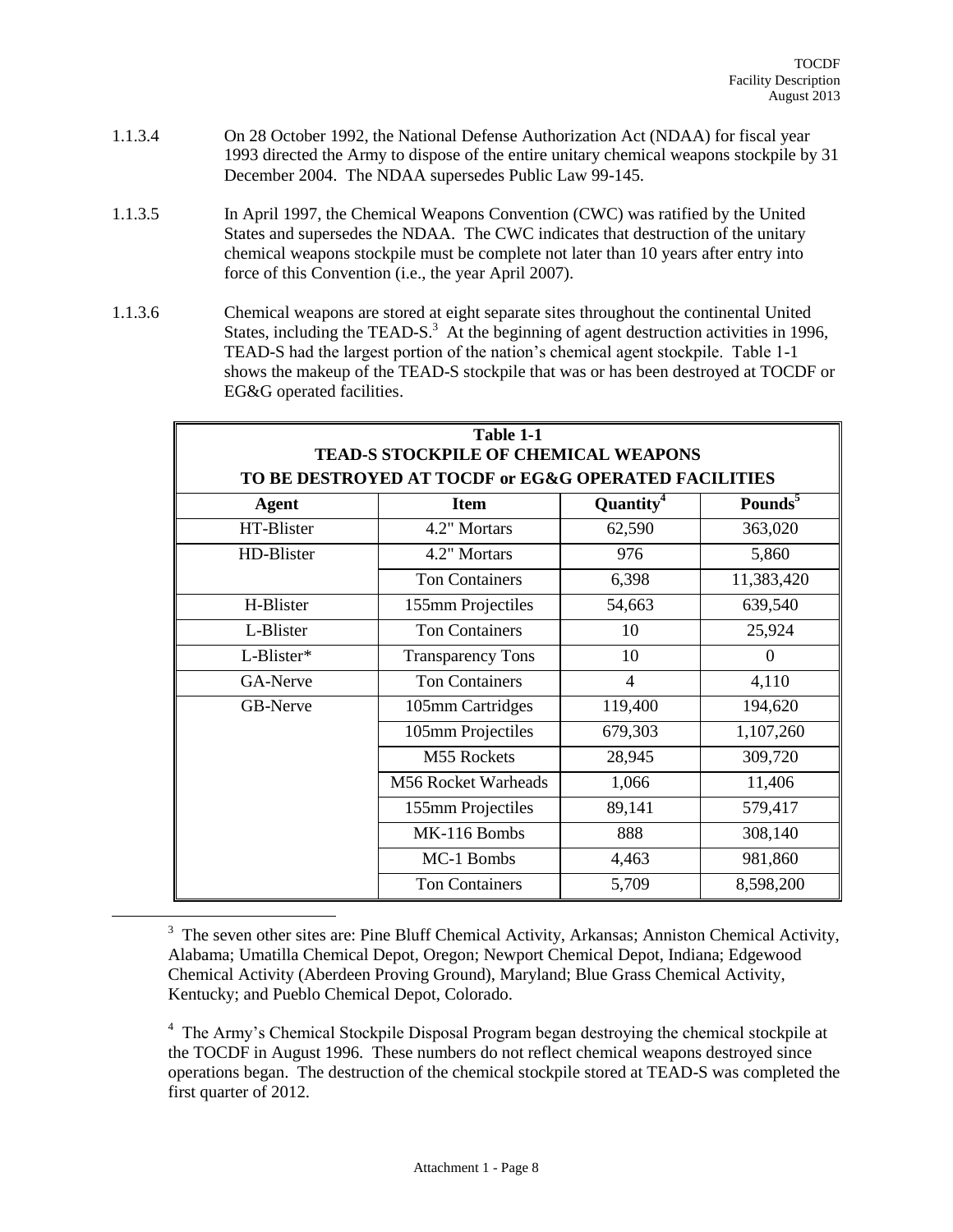1.1.3.4 On 28 October 1992, the National Defense Authorization Act (NDAA) for fiscal year 1993 directed the Army to dispose of the entire unitary chemical weapons stockpile by 31 December 2004. The NDAA supersedes Public Law 99-145.

1.1.3.5 In April 1997, the Chemical Weapons Convention (CWC) was ratified by the United States and supersedes the NDAA. The CWC indicates that destruction of the unitary chemical weapons stockpile must be complete not later than 10 years after entry into force of this Convention (i.e., the year April 2007).

1.1.3.6 Chemical weapons are stored at eight separate sites throughout the continental United States, including the TEAD-S.[3] At the beginning of agent destruction activities in 1996, TEAD-S had the largest portion of the nation's chemical agent stockpile. Table 1-1 shows the makeup of the TEAD-S stockpile that was or has been destroyed at TOCDF or EG&G operated facilities.

**Table 1-1**
**TEAD-S STOCKPILE OF CHEMICAL WEAPONS**
**TO BE DESTROYED AT TOCDF or EG&G OPERATED FACILITIES**

| Agent | Item | Quantity[4] | Pounds[5] |
|---|---|---|---|
| HT-Blister | 4.2" Mortars | 62,590 | 363,020 |
| HD-Blister | 4.2" Mortars | 976 | 5,860 |
| | Ton Containers | 6,398 | 11,383,420 |
| H-Blister | 155mm Projectiles | 54,663 | 639,540 |
| L-Blister | Ton Containers | 10 | 25,924 |
| L-Blister* | Transparency Tons | 10 | 0 |
| GA-Nerve | Ton Containers | 4 | 4,110 |
| GB-Nerve | 105mm Cartridges | 119,400 | 194,620 |
| | 105mm Projectiles | 679,303 | 1,107,260 |
| | M55 Rockets | 28,945 | 309,720 |
| | M56 Rocket Warheads | 1,066 | 11,406 |
| | 155mm Projectiles | 89,141 | 579,417 |
| | MK-116 Bombs | 888 | 308,140 |
| | MC-1 Bombs | 4,463 | 981,860 |
| | Ton Containers | 5,709 | 8,598,200 |

[3] The seven other sites are: Pine Bluff Chemical Activity, Arkansas; Anniston Chemical Activity, Alabama; Umatilla Chemical Depot, Oregon; Newport Chemical Depot, Indiana; Edgewood Chemical Activity (Aberdeen Proving Ground), Maryland; Blue Grass Chemical Activity, Kentucky; and Pueblo Chemical Depot, Colorado.

[4] The Army's Chemical Stockpile Disposal Program began destroying the chemical stockpile at the TOCDF in August 1996. These numbers do not reflect chemical weapons destroyed since operations began. The destruction of the chemical stockpile stored at TEAD-S was completed the first quarter of 2012.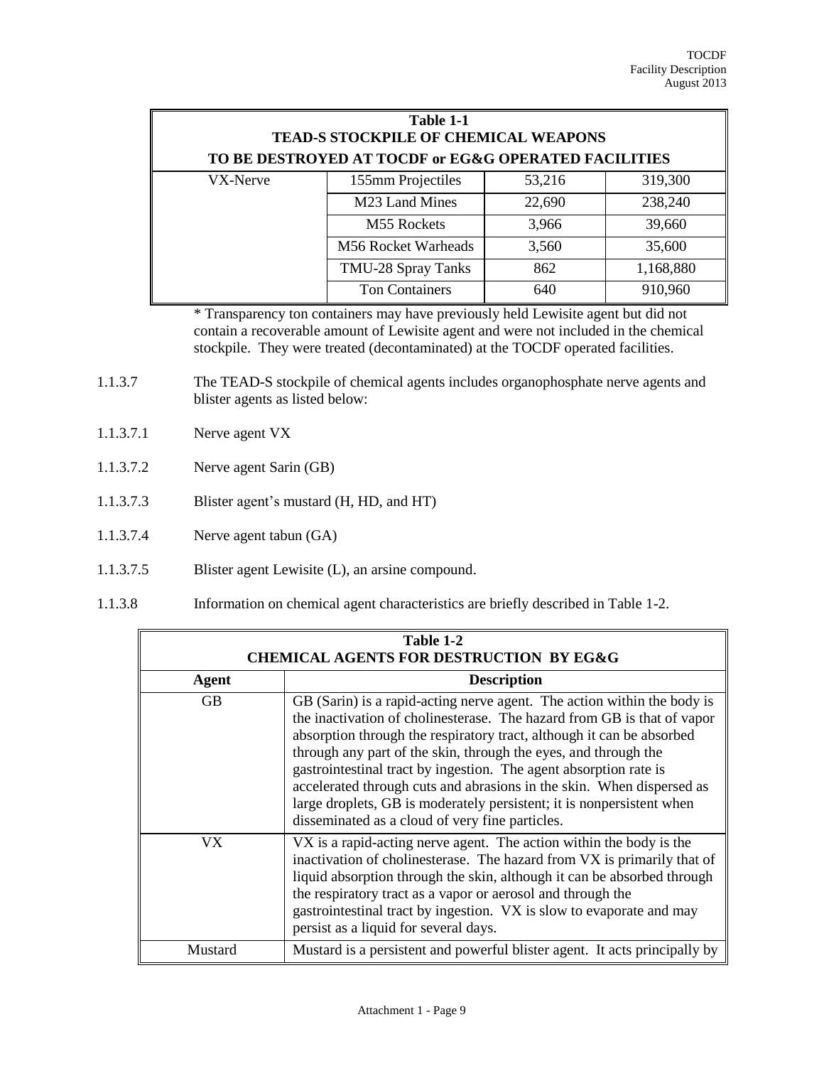| Table 1-1<br>TEAD-S STOCKPILE OF CHEMICAL WEAPONS<br>TO BE DESTROYED AT TOCDF or EG&G OPERATED FACILITIES | | | |
|---|---|---|---|
| VX-Nerve | 155mm Projectiles | 53,216 | 319,300 |
| | M23 Land Mines | 22,690 | 238,240 |
| | M55 Rockets | 3,966 | 39,660 |
| | M56 Rocket Warheads | 3,560 | 35,600 |
| | TMU-28 Spray Tanks | 862 | 1,168,880 |
| | Ton Containers | 640 | 910,960 |

* Transparency ton containers may have previously held Lewisite agent but did not contain a recoverable amount of Lewisite agent and were not included in the chemical stockpile. They were treated (decontaminated) at the TOCDF operated facilities.

1.1.3.7 The TEAD-S stockpile of chemical agents includes organophosphate nerve agents and blister agents as listed below:

1.1.3.7.1 Nerve agent VX

1.1.3.7.2 Nerve agent Sarin (GB)

1.1.3.7.3 Blister agent's mustard (H, HD, and HT)

1.1.3.7.4 Nerve agent tabun (GA)

1.1.3.7.5 Blister agent Lewisite (L), an arsine compound.

1.1.3.8 Information on chemical agent characteristics are briefly described in Table 1-2.

| Table 1-2<br>CHEMICAL AGENTS FOR DESTRUCTION BY EG&G | |
|---|---|
| **Agent** | **Description** |
| GB | GB (Sarin) is a rapid-acting nerve agent. The action within the body is the inactivation of cholinesterase. The hazard from GB is that of vapor absorption through the respiratory tract, although it can be absorbed through any part of the skin, through the eyes, and through the gastrointestinal tract by ingestion. The agent absorption rate is accelerated through cuts and abrasions in the skin. When dispersed as large droplets, GB is moderately persistent; it is nonpersistent when disseminated as a cloud of very fine particles. |
| VX | VX is a rapid-acting nerve agent. The action within the body is the inactivation of cholinesterase. The hazard from VX is primarily that of liquid absorption through the skin, although it can be absorbed through the respiratory tract as a vapor or aerosol and through the gastrointestinal tract by ingestion. VX is slow to evaporate and may persist as a liquid for several days. |
| Mustard | Mustard is a persistent and powerful blister agent. It acts principally by |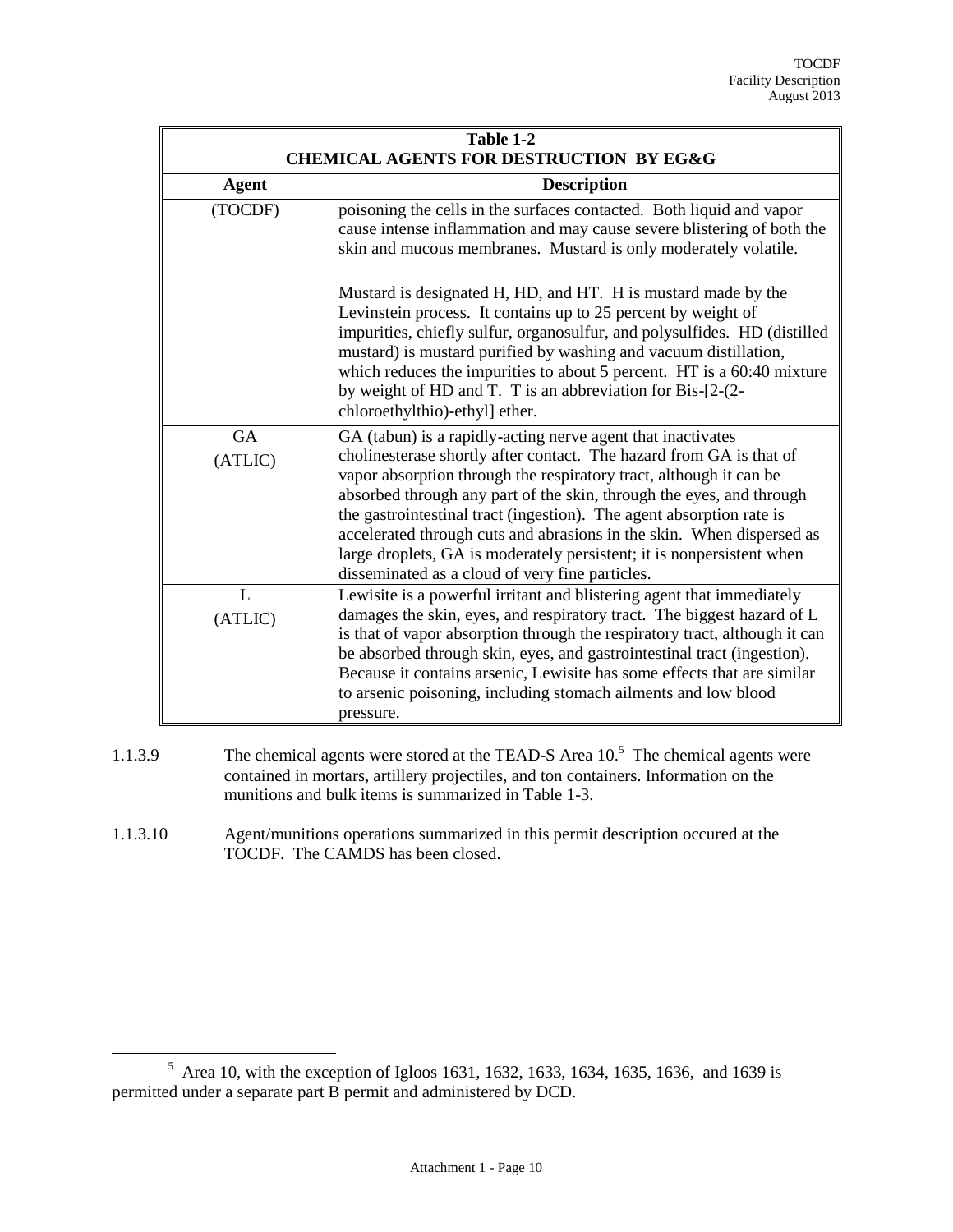| Table 1-2 CHEMICAL AGENTS FOR DESTRUCTION BY EG&G | |
|---|---|
| **Agent** | **Description** |
| (TOCDF) | poisoning the cells in the surfaces contacted. Both liquid and vapor cause intense inflammation and may cause severe blistering of both the skin and mucous membranes. Mustard is only moderately volatile.<br><br>Mustard is designated H, HD, and HT. H is mustard made by the Levinstein process. It contains up to 25 percent by weight of impurities, chiefly sulfur, organosulfur, and polysulfides. HD (distilled mustard) is mustard purified by washing and vacuum distillation, which reduces the impurities to about 5 percent. HT is a 60:40 mixture by weight of HD and T. T is an abbreviation for Bis-[2-(2-chloroethylthio)-ethyl] ether. |
| GA (ATLIC) | GA (tabun) is a rapidly-acting nerve agent that inactivates cholinesterase shortly after contact. The hazard from GA is that of vapor absorption through the respiratory tract, although it can be absorbed through any part of the skin, through the eyes, and through the gastrointestinal tract (ingestion). The agent absorption rate is accelerated through cuts and abrasions in the skin. When dispersed as large droplets, GA is moderately persistent; it is nonpersistent when disseminated as a cloud of very fine particles. |
| L (ATLIC) | Lewisite is a powerful irritant and blistering agent that immediately damages the skin, eyes, and respiratory tract. The biggest hazard of L is that of vapor absorption through the respiratory tract, although it can be absorbed through skin, eyes, and gastrointestinal tract (ingestion). Because it contains arsenic, Lewisite has some effects that are similar to arsenic poisoning, including stomach ailments and low blood pressure. |

1.1.3.9 The chemical agents were stored at the TEAD-S Area 10.[5] The chemical agents were contained in mortars, artillery projectiles, and ton containers. Information on the munitions and bulk items is summarized in Table 1-3.

1.1.3.10 Agent/munitions operations summarized in this permit description occured at the TOCDF. The CAMDS has been closed.

[5] Area 10, with the exception of Igloos 1631, 1632, 1633, 1634, 1635, 1636, and 1639 is permitted under a separate part B permit and administered by DCD.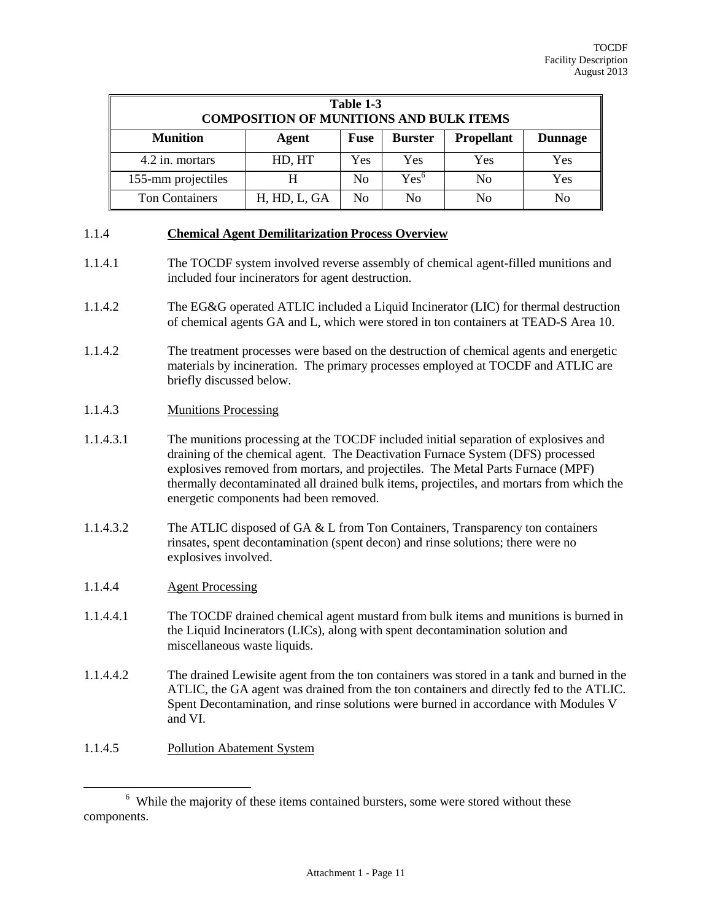| Table 1-3<br>COMPOSITION OF MUNITIONS AND BULK ITEMS | | | | | |
|---|---|---|---|---|---|
| **Munition** | **Agent** | **Fuse** | **Burster** | **Propellant** | **Dunnage** |
| 4.2 in. mortars | HD, HT | Yes | Yes | Yes | Yes |
| 155-mm projectiles | H | No | Yes[6] | No | Yes |
| Ton Containers | H, HD, L, GA | No | No | No | No |

1.1.4 **Chemical Agent Demilitarization Process Overview**

1.1.4.1 The TOCDF system involved reverse assembly of chemical agent-filled munitions and included four incinerators for agent destruction.

1.1.4.2 The EG&G operated ATLIC included a Liquid Incinerator (LIC) for thermal destruction of chemical agents GA and L, which were stored in ton containers at TEAD-S Area 10.

1.1.4.2 The treatment processes were based on the destruction of chemical agents and energetic materials by incineration. The primary processes employed at TOCDF and ATLIC are briefly discussed below.

1.1.4.3 Munitions Processing

1.1.4.3.1 The munitions processing at the TOCDF included initial separation of explosives and draining of the chemical agent. The Deactivation Furnace System (DFS) processed explosives removed from mortars, and projectiles. The Metal Parts Furnace (MPF) thermally decontaminated all drained bulk items, projectiles, and mortars from which the energetic components had been removed.

1.1.4.3.2 The ATLIC disposed of GA & L from Ton Containers, Transparency ton containers rinsates, spent decontamination (spent decon) and rinse solutions; there were no explosives involved.

1.1.4.4 Agent Processing

1.1.4.4.1 The TOCDF drained chemical agent mustard from bulk items and munitions is burned in the Liquid Incinerators (LICs), along with spent decontamination solution and miscellaneous waste liquids.

1.1.4.4.2 The drained Lewisite agent from the ton containers was stored in a tank and burned in the ATLIC, the GA agent was drained from the ton containers and directly fed to the ATLIC. Spent Decontamination, and rinse solutions were burned in accordance with Modules V and VI.

1.1.4.5 Pollution Abatement System

---

[6] While the majority of these items contained bursters, some were stored without these components.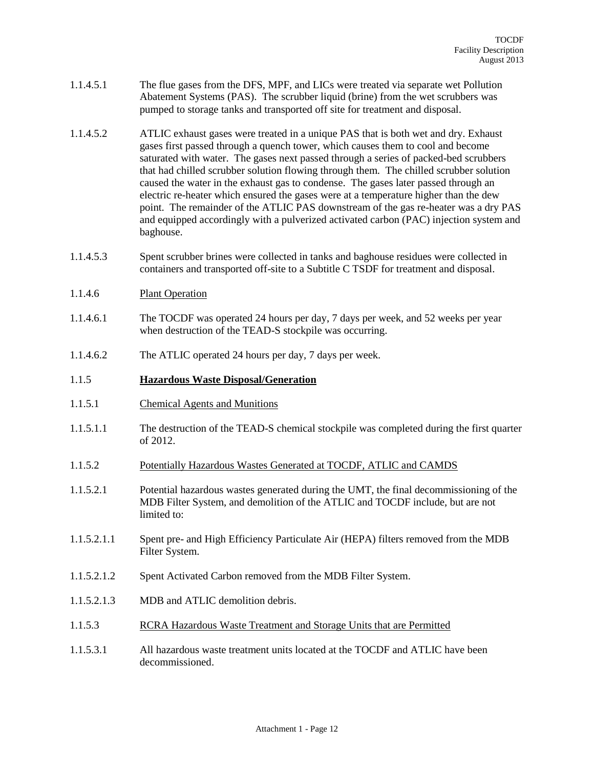1.1.4.5.1 The flue gases from the DFS, MPF, and LICs were treated via separate wet Pollution Abatement Systems (PAS). The scrubber liquid (brine) from the wet scrubbers was pumped to storage tanks and transported off site for treatment and disposal.

1.1.4.5.2 ATLIC exhaust gases were treated in a unique PAS that is both wet and dry. Exhaust gases first passed through a quench tower, which causes them to cool and become saturated with water. The gases next passed through a series of packed-bed scrubbers that had chilled scrubber solution flowing through them. The chilled scrubber solution caused the water in the exhaust gas to condense. The gases later passed through an electric re-heater which ensured the gases were at a temperature higher than the dew point. The remainder of the ATLIC PAS downstream of the gas re-heater was a dry PAS and equipped accordingly with a pulverized activated carbon (PAC) injection system and baghouse.

1.1.4.5.3 Spent scrubber brines were collected in tanks and baghouse residues were collected in containers and transported off-site to a Subtitle C TSDF for treatment and disposal.

1.1.4.6 Plant Operation

1.1.4.6.1 The TOCDF was operated 24 hours per day, 7 days per week, and 52 weeks per year when destruction of the TEAD-S stockpile was occurring.

1.1.4.6.2 The ATLIC operated 24 hours per day, 7 days per week.

## 1.1.5 **Hazardous Waste Disposal/Generation**

1.1.5.1 Chemical Agents and Munitions

1.1.5.1.1 The destruction of the TEAD-S chemical stockpile was completed during the first quarter of 2012.

1.1.5.2 Potentially Hazardous Wastes Generated at TOCDF, ATLIC and CAMDS

1.1.5.2.1 Potential hazardous wastes generated during the UMT, the final decommissioning of the MDB Filter System, and demolition of the ATLIC and TOCDF include, but are not limited to:

1.1.5.2.1.1 Spent pre- and High Efficiency Particulate Air (HEPA) filters removed from the MDB Filter System.

1.1.5.2.1.2 Spent Activated Carbon removed from the MDB Filter System.

1.1.5.2.1.3 MDB and ATLIC demolition debris.

1.1.5.3 RCRA Hazardous Waste Treatment and Storage Units that are Permitted

1.1.5.3.1 All hazardous waste treatment units located at the TOCDF and ATLIC have been decommissioned.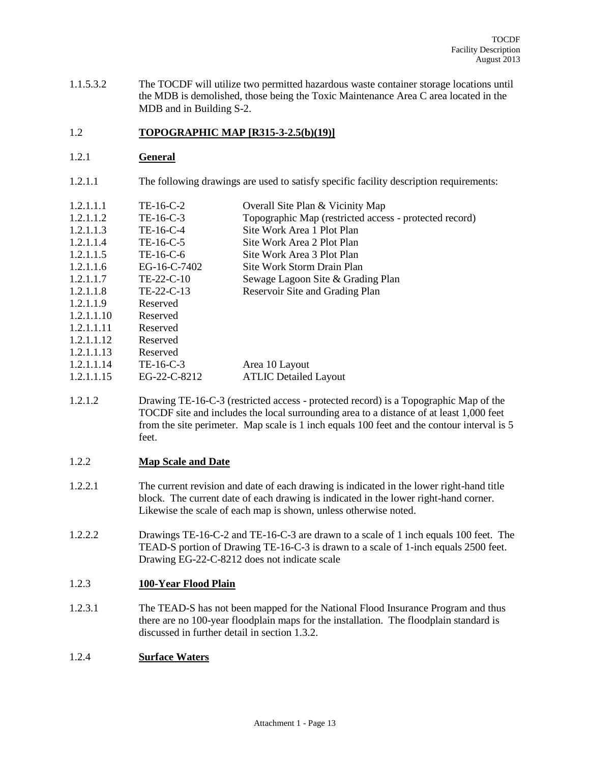1.1.5.3.2 The TOCDF will utilize two permitted hazardous waste container storage locations until the MDB is demolished, those being the Toxic Maintenance Area C area located in the MDB and in Building S-2.

## 1.2 TOPOGRAPHIC MAP [R315-3-2.5(b)(19)]

### 1.2.1 General

1.2.1.1 The following drawings are used to satisfy specific facility description requirements:

| | | |
|---|---|---|
| 1.2.1.1.1 | TE-16-C-2 | Overall Site Plan & Vicinity Map |
| 1.2.1.1.2 | TE-16-C-3 | Topographic Map (restricted access - protected record) |
| 1.2.1.1.3 | TE-16-C-4 | Site Work Area 1 Plot Plan |
| 1.2.1.1.4 | TE-16-C-5 | Site Work Area 2 Plot Plan |
| 1.2.1.1.5 | TE-16-C-6 | Site Work Area 3 Plot Plan |
| 1.2.1.1.6 | EG-16-C-7402 | Site Work Storm Drain Plan |
| 1.2.1.1.7 | TE-22-C-10 | Sewage Lagoon Site & Grading Plan |
| 1.2.1.1.8 | TE-22-C-13 | Reservoir Site and Grading Plan |
| 1.2.1.1.9 | Reserved | |
| 1.2.1.1.10 | Reserved | |
| 1.2.1.1.11 | Reserved | |
| 1.2.1.1.12 | Reserved | |
| 1.2.1.1.13 | Reserved | |
| 1.2.1.1.14 | TE-16-C-3 | Area 10 Layout |
| 1.2.1.1.15 | EG-22-C-8212 | ATLIC Detailed Layout |

1.2.1.2 Drawing TE-16-C-3 (restricted access - protected record) is a Topographic Map of the TOCDF site and includes the local surrounding area to a distance of at least 1,000 feet from the site perimeter. Map scale is 1 inch equals 100 feet and the contour interval is 5 feet.

### 1.2.2 Map Scale and Date

1.2.2.1 The current revision and date of each drawing is indicated in the lower right-hand title block. The current date of each drawing is indicated in the lower right-hand corner. Likewise the scale of each map is shown, unless otherwise noted.

1.2.2.2 Drawings TE-16-C-2 and TE-16-C-3 are drawn to a scale of 1 inch equals 100 feet. The TEAD-S portion of Drawing TE-16-C-3 is drawn to a scale of 1-inch equals 2500 feet. Drawing EG-22-C-8212 does not indicate scale

### 1.2.3 100-Year Flood Plain

1.2.3.1 The TEAD-S has not been mapped for the National Flood Insurance Program and thus there are no 100-year floodplain maps for the installation. The floodplain standard is discussed in further detail in section 1.3.2.

### 1.2.4 Surface Waters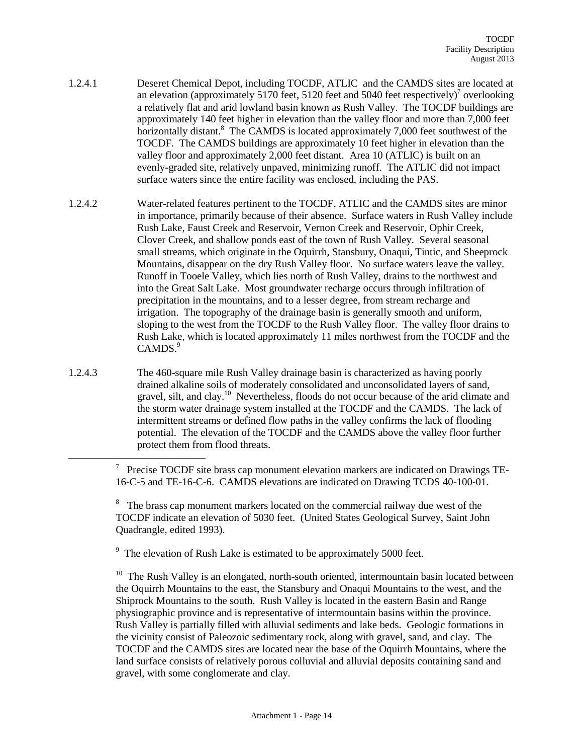1.2.4.1 Deseret Chemical Depot, including TOCDF, ATLIC and the CAMDS sites are located at an elevation (approximately 5170 feet, 5120 feet and 5040 feet respectively)[7] overlooking a relatively flat and arid lowland basin known as Rush Valley. The TOCDF buildings are approximately 140 feet higher in elevation than the valley floor and more than 7,000 feet horizontally distant.[8] The CAMDS is located approximately 7,000 feet southwest of the TOCDF. The CAMDS buildings are approximately 10 feet higher in elevation than the valley floor and approximately 2,000 feet distant. Area 10 (ATLIC) is built on an evenly-graded site, relatively unpaved, minimizing runoff. The ATLIC did not impact surface waters since the entire facility was enclosed, including the PAS.

1.2.4.2 Water-related features pertinent to the TOCDF, ATLIC and the CAMDS sites are minor in importance, primarily because of their absence. Surface waters in Rush Valley include Rush Lake, Faust Creek and Reservoir, Vernon Creek and Reservoir, Ophir Creek, Clover Creek, and shallow ponds east of the town of Rush Valley. Several seasonal small streams, which originate in the Oquirrh, Stansbury, Onaqui, Tintic, and Sheeprock Mountains, disappear on the dry Rush Valley floor. No surface waters leave the valley. Runoff in Tooele Valley, which lies north of Rush Valley, drains to the northwest and into the Great Salt Lake. Most groundwater recharge occurs through infiltration of precipitation in the mountains, and to a lesser degree, from stream recharge and irrigation. The topography of the drainage basin is generally smooth and uniform, sloping to the west from the TOCDF to the Rush Valley floor. The valley floor drains to Rush Lake, which is located approximately 11 miles northwest from the TOCDF and the CAMDS.[9]

1.2.4.3 The 460-square mile Rush Valley drainage basin is characterized as having poorly drained alkaline soils of moderately consolidated and unconsolidated layers of sand, gravel, silt, and clay.[10] Nevertheless, floods do not occur because of the arid climate and the storm water drainage system installed at the TOCDF and the CAMDS. The lack of intermittent streams or defined flow paths in the valley confirms the lack of flooding potential. The elevation of the TOCDF and the CAMDS above the valley floor further protect them from flood threats.

---

[7] Precise TOCDF site brass cap monument elevation markers are indicated on Drawings TE-16-C-5 and TE-16-C-6. CAMDS elevations are indicated on Drawing TCDS 40-100-01.

[8] The brass cap monument markers located on the commercial railway due west of the TOCDF indicate an elevation of 5030 feet. (United States Geological Survey, Saint John Quadrangle, edited 1993).

[9] The elevation of Rush Lake is estimated to be approximately 5000 feet.

[10] The Rush Valley is an elongated, north-south oriented, intermountain basin located between the Oquirrh Mountains to the east, the Stansbury and Onaqui Mountains to the west, and the Shiprock Mountains to the south. Rush Valley is located in the eastern Basin and Range physiographic province and is representative of intermountain basins within the province. Rush Valley is partially filled with alluvial sediments and lake beds. Geologic formations in the vicinity consist of Paleozoic sedimentary rock, along with gravel, sand, and clay. The TOCDF and the CAMDS sites are located near the base of the Oquirrh Mountains, where the land surface consists of relatively porous colluvial and alluvial deposits containing sand and gravel, with some conglomerate and clay.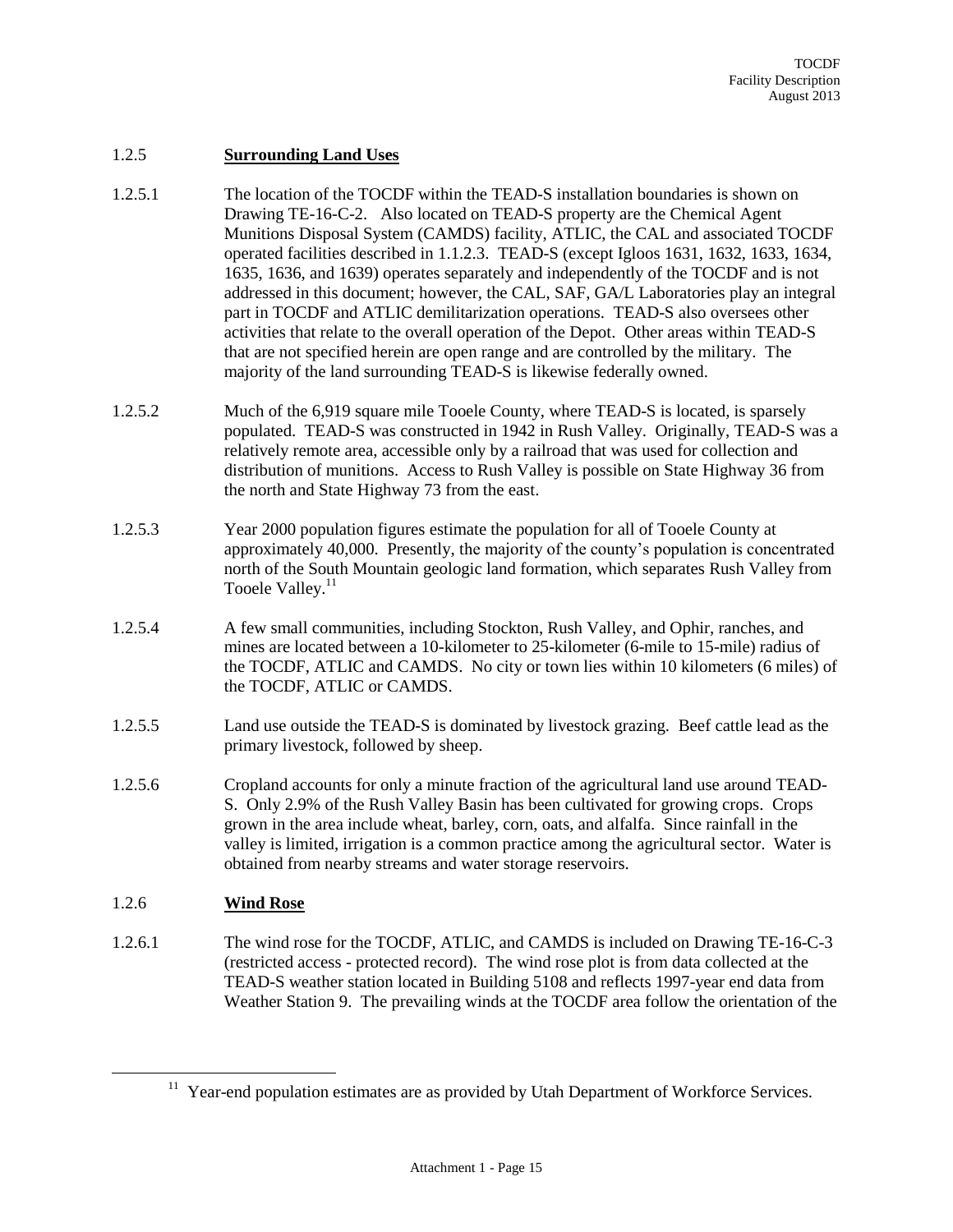## 1.2.5 **Surrounding Land Uses**

1.2.5.1 The location of the TOCDF within the TEAD-S installation boundaries is shown on Drawing TE-16-C-2. Also located on TEAD-S property are the Chemical Agent Munitions Disposal System (CAMDS) facility, ATLIC, the CAL and associated TOCDF operated facilities described in 1.1.2.3. TEAD-S (except Igloos 1631, 1632, 1633, 1634, 1635, 1636, and 1639) operates separately and independently of the TOCDF and is not addressed in this document; however, the CAL, SAF, GA/L Laboratories play an integral part in TOCDF and ATLIC demilitarization operations. TEAD-S also oversees other activities that relate to the overall operation of the Depot. Other areas within TEAD-S that are not specified herein are open range and are controlled by the military. The majority of the land surrounding TEAD-S is likewise federally owned.

1.2.5.2 Much of the 6,919 square mile Tooele County, where TEAD-S is located, is sparsely populated. TEAD-S was constructed in 1942 in Rush Valley. Originally, TEAD-S was a relatively remote area, accessible only by a railroad that was used for collection and distribution of munitions. Access to Rush Valley is possible on State Highway 36 from the north and State Highway 73 from the east.

1.2.5.3 Year 2000 population figures estimate the population for all of Tooele County at approximately 40,000. Presently, the majority of the county's population is concentrated north of the South Mountain geologic land formation, which separates Rush Valley from Tooele Valley.[11]

1.2.5.4 A few small communities, including Stockton, Rush Valley, and Ophir, ranches, and mines are located between a 10-kilometer to 25-kilometer (6-mile to 15-mile) radius of the TOCDF, ATLIC and CAMDS. No city or town lies within 10 kilometers (6 miles) of the TOCDF, ATLIC or CAMDS.

1.2.5.5 Land use outside the TEAD-S is dominated by livestock grazing. Beef cattle lead as the primary livestock, followed by sheep.

1.2.5.6 Cropland accounts for only a minute fraction of the agricultural land use around TEAD-S. Only 2.9% of the Rush Valley Basin has been cultivated for growing crops. Crops grown in the area include wheat, barley, corn, oats, and alfalfa. Since rainfall in the valley is limited, irrigation is a common practice among the agricultural sector. Water is obtained from nearby streams and water storage reservoirs.

## 1.2.6 **Wind Rose**

1.2.6.1 The wind rose for the TOCDF, ATLIC, and CAMDS is included on Drawing TE-16-C-3 (restricted access - protected record). The wind rose plot is from data collected at the TEAD-S weather station located in Building 5108 and reflects 1997-year end data from Weather Station 9. The prevailing winds at the TOCDF area follow the orientation of the

[11] Year-end population estimates are as provided by Utah Department of Workforce Services.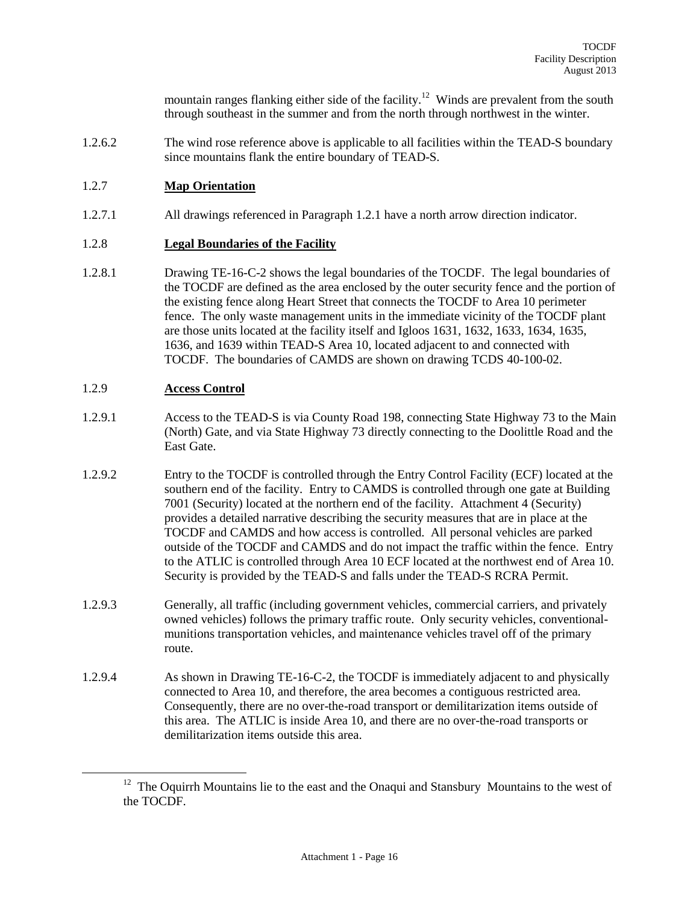mountain ranges flanking either side of the facility.[12] Winds are prevalent from the south through southeast in the summer and from the north through northwest in the winter.

1.2.6.2 The wind rose reference above is applicable to all facilities within the TEAD-S boundary since mountains flank the entire boundary of TEAD-S.

### 1.2.7 Map Orientation

1.2.7.1 All drawings referenced in Paragraph 1.2.1 have a north arrow direction indicator.

### 1.2.8 Legal Boundaries of the Facility

1.2.8.1 Drawing TE-16-C-2 shows the legal boundaries of the TOCDF. The legal boundaries of the TOCDF are defined as the area enclosed by the outer security fence and the portion of the existing fence along Heart Street that connects the TOCDF to Area 10 perimeter fence. The only waste management units in the immediate vicinity of the TOCDF plant are those units located at the facility itself and Igloos 1631, 1632, 1633, 1634, 1635, 1636, and 1639 within TEAD-S Area 10, located adjacent to and connected with TOCDF. The boundaries of CAMDS are shown on drawing TCDS 40-100-02.

### 1.2.9 Access Control

1.2.9.1 Access to the TEAD-S is via County Road 198, connecting State Highway 73 to the Main (North) Gate, and via State Highway 73 directly connecting to the Doolittle Road and the East Gate.

1.2.9.2 Entry to the TOCDF is controlled through the Entry Control Facility (ECF) located at the southern end of the facility. Entry to CAMDS is controlled through one gate at Building 7001 (Security) located at the northern end of the facility. Attachment 4 (Security) provides a detailed narrative describing the security measures that are in place at the TOCDF and CAMDS and how access is controlled. All personal vehicles are parked outside of the TOCDF and CAMDS and do not impact the traffic within the fence. Entry to the ATLIC is controlled through Area 10 ECF located at the northwest end of Area 10. Security is provided by the TEAD-S and falls under the TEAD-S RCRA Permit.

1.2.9.3 Generally, all traffic (including government vehicles, commercial carriers, and privately owned vehicles) follows the primary traffic route. Only security vehicles, conventional-munitions transportation vehicles, and maintenance vehicles travel off of the primary route.

1.2.9.4 As shown in Drawing TE-16-C-2, the TOCDF is immediately adjacent to and physically connected to Area 10, and therefore, the area becomes a contiguous restricted area. Consequently, there are no over-the-road transport or demilitarization items outside of this area. The ATLIC is inside Area 10, and there are no over-the-road transports or demilitarization items outside this area.

---

[12] The Oquirrh Mountains lie to the east and the Onaqui and Stansbury Mountains to the west of the TOCDF.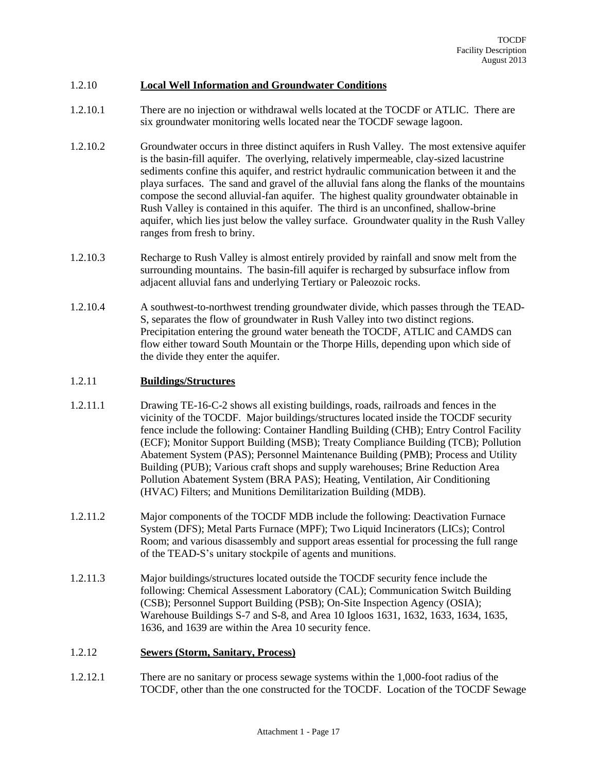1.2.10 **Local Well Information and Groundwater Conditions**

1.2.10.1 There are no injection or withdrawal wells located at the TOCDF or ATLIC. There are six groundwater monitoring wells located near the TOCDF sewage lagoon.

1.2.10.2 Groundwater occurs in three distinct aquifers in Rush Valley. The most extensive aquifer is the basin-fill aquifer. The overlying, relatively impermeable, clay-sized lacustrine sediments confine this aquifer, and restrict hydraulic communication between it and the playa surfaces. The sand and gravel of the alluvial fans along the flanks of the mountains compose the second alluvial-fan aquifer. The highest quality groundwater obtainable in Rush Valley is contained in this aquifer. The third is an unconfined, shallow-brine aquifer, which lies just below the valley surface. Groundwater quality in the Rush Valley ranges from fresh to briny.

1.2.10.3 Recharge to Rush Valley is almost entirely provided by rainfall and snow melt from the surrounding mountains. The basin-fill aquifer is recharged by subsurface inflow from adjacent alluvial fans and underlying Tertiary or Paleozoic rocks.

1.2.10.4 A southwest-to-northwest trending groundwater divide, which passes through the TEAD-S, separates the flow of groundwater in Rush Valley into two distinct regions. Precipitation entering the ground water beneath the TOCDF, ATLIC and CAMDS can flow either toward South Mountain or the Thorpe Hills, depending upon which side of the divide they enter the aquifer.

1.2.11 **Buildings/Structures**

1.2.11.1 Drawing TE-16-C-2 shows all existing buildings, roads, railroads and fences in the vicinity of the TOCDF. Major buildings/structures located inside the TOCDF security fence include the following: Container Handling Building (CHB); Entry Control Facility (ECF); Monitor Support Building (MSB); Treaty Compliance Building (TCB); Pollution Abatement System (PAS); Personnel Maintenance Building (PMB); Process and Utility Building (PUB); Various craft shops and supply warehouses; Brine Reduction Area Pollution Abatement System (BRA PAS); Heating, Ventilation, Air Conditioning (HVAC) Filters; and Munitions Demilitarization Building (MDB).

1.2.11.2 Major components of the TOCDF MDB include the following: Deactivation Furnace System (DFS); Metal Parts Furnace (MPF); Two Liquid Incinerators (LICs); Control Room; and various disassembly and support areas essential for processing the full range of the TEAD-S's unitary stockpile of agents and munitions.

1.2.11.3 Major buildings/structures located outside the TOCDF security fence include the following: Chemical Assessment Laboratory (CAL); Communication Switch Building (CSB); Personnel Support Building (PSB); On-Site Inspection Agency (OSIA); Warehouse Buildings S-7 and S-8, and Area 10 Igloos 1631, 1632, 1633, 1634, 1635, 1636, and 1639 are within the Area 10 security fence.

1.2.12 **Sewers (Storm, Sanitary, Process)**

1.2.12.1 There are no sanitary or process sewage systems within the 1,000-foot radius of the TOCDF, other than the one constructed for the TOCDF. Location of the TOCDF Sewage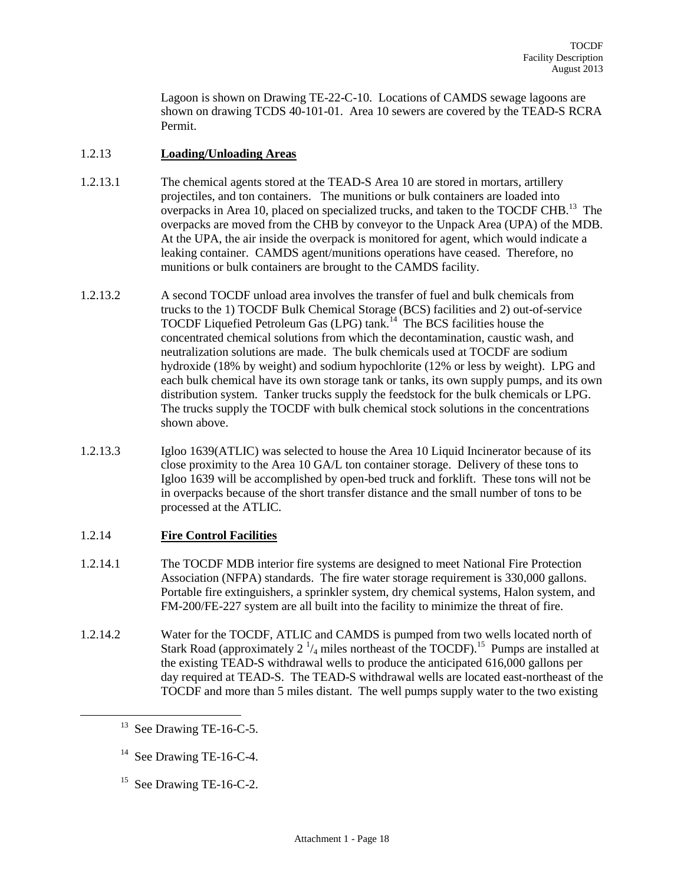Lagoon is shown on Drawing TE-22-C-10. Locations of CAMDS sewage lagoons are shown on drawing TCDS 40-101-01. Area 10 sewers are covered by the TEAD-S RCRA Permit.

### 1.2.13 **Loading/Unloading Areas**

1.2.13.1 The chemical agents stored at the TEAD-S Area 10 are stored in mortars, artillery projectiles, and ton containers. The munitions or bulk containers are loaded into overpacks in Area 10, placed on specialized trucks, and taken to the TOCDF CHB.[13] The overpacks are moved from the CHB by conveyor to the Unpack Area (UPA) of the MDB. At the UPA, the air inside the overpack is monitored for agent, which would indicate a leaking container. CAMDS agent/munitions operations have ceased. Therefore, no munitions or bulk containers are brought to the CAMDS facility.

1.2.13.2 A second TOCDF unload area involves the transfer of fuel and bulk chemicals from trucks to the 1) TOCDF Bulk Chemical Storage (BCS) facilities and 2) out-of-service TOCDF Liquefied Petroleum Gas (LPG) tank.[14] The BCS facilities house the concentrated chemical solutions from which the decontamination, caustic wash, and neutralization solutions are made. The bulk chemicals used at TOCDF are sodium hydroxide (18% by weight) and sodium hypochlorite (12% or less by weight). LPG and each bulk chemical have its own storage tank or tanks, its own supply pumps, and its own distribution system. Tanker trucks supply the feedstock for the bulk chemicals or LPG. The trucks supply the TOCDF with bulk chemical stock solutions in the concentrations shown above.

1.2.13.3 Igloo 1639(ATLIC) was selected to house the Area 10 Liquid Incinerator because of its close proximity to the Area 10 GA/L ton container storage. Delivery of these tons to Igloo 1639 will be accomplished by open-bed truck and forklift. These tons will not be in overpacks because of the short transfer distance and the small number of tons to be processed at the ATLIC.

### 1.2.14 **Fire Control Facilities**

1.2.14.1 The TOCDF MDB interior fire systems are designed to meet National Fire Protection Association (NFPA) standards. The fire water storage requirement is 330,000 gallons. Portable fire extinguishers, a sprinkler system, dry chemical systems, Halon system, and FM-200/FE-227 system are all built into the facility to minimize the threat of fire.

1.2.14.2 Water for the TOCDF, ATLIC and CAMDS is pumped from two wells located north of Stark Road (approximately 2 $^{1}/_{4}$ miles northeast of the TOCDF).[15] Pumps are installed at the existing TEAD-S withdrawal wells to produce the anticipated 616,000 gallons per day required at TEAD-S. The TEAD-S withdrawal wells are located east-northeast of the TOCDF and more than 5 miles distant. The well pumps supply water to the two existing

---

[13] See Drawing TE-16-C-5.

[14] See Drawing TE-16-C-4.

[15] See Drawing TE-16-C-2.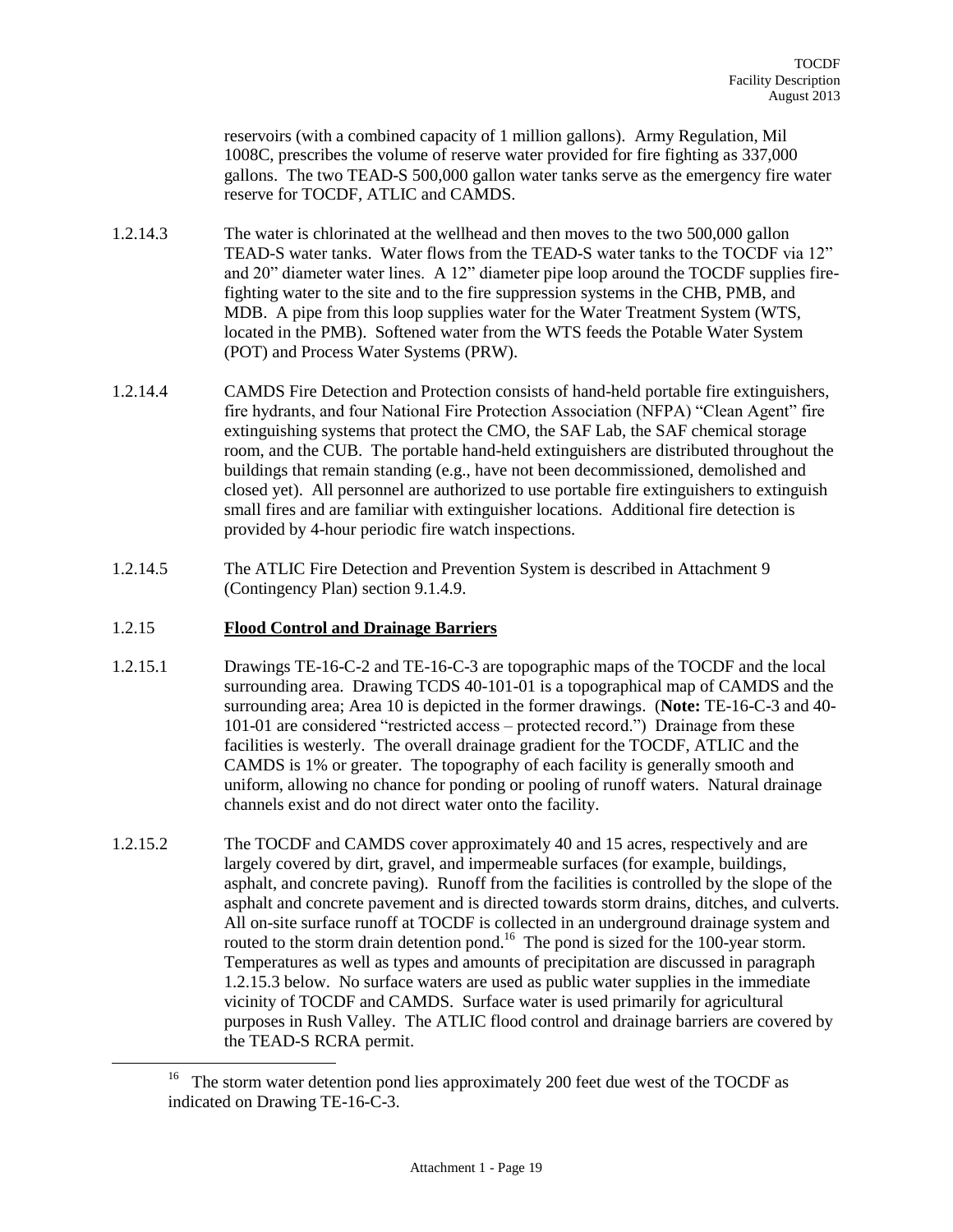reservoirs (with a combined capacity of 1 million gallons). Army Regulation, Mil 1008C, prescribes the volume of reserve water provided for fire fighting as 337,000 gallons. The two TEAD-S 500,000 gallon water tanks serve as the emergency fire water reserve for TOCDF, ATLIC and CAMDS.

1.2.14.3 The water is chlorinated at the wellhead and then moves to the two 500,000 gallon TEAD-S water tanks. Water flows from the TEAD-S water tanks to the TOCDF via 12" and 20" diameter water lines. A 12" diameter pipe loop around the TOCDF supplies fire-fighting water to the site and to the fire suppression systems in the CHB, PMB, and MDB. A pipe from this loop supplies water for the Water Treatment System (WTS, located in the PMB). Softened water from the WTS feeds the Potable Water System (POT) and Process Water Systems (PRW).

1.2.14.4 CAMDS Fire Detection and Protection consists of hand-held portable fire extinguishers, fire hydrants, and four National Fire Protection Association (NFPA) "Clean Agent" fire extinguishing systems that protect the CMO, the SAF Lab, the SAF chemical storage room, and the CUB. The portable hand-held extinguishers are distributed throughout the buildings that remain standing (e.g., have not been decommissioned, demolished and closed yet). All personnel are authorized to use portable fire extinguishers to extinguish small fires and are familiar with extinguisher locations. Additional fire detection is provided by 4-hour periodic fire watch inspections.

1.2.14.5 The ATLIC Fire Detection and Prevention System is described in Attachment 9 (Contingency Plan) section 9.1.4.9.

### 1.2.15 **Flood Control and Drainage Barriers**

1.2.15.1 Drawings TE-16-C-2 and TE-16-C-3 are topographic maps of the TOCDF and the local surrounding area. Drawing TCDS 40-101-01 is a topographical map of CAMDS and the surrounding area; Area 10 is depicted in the former drawings. (**Note:** TE-16-C-3 and 40-101-01 are considered "restricted access – protected record.") Drainage from these facilities is westerly. The overall drainage gradient for the TOCDF, ATLIC and the CAMDS is 1% or greater. The topography of each facility is generally smooth and uniform, allowing no chance for ponding or pooling of runoff waters. Natural drainage channels exist and do not direct water onto the facility.

1.2.15.2 The TOCDF and CAMDS cover approximately 40 and 15 acres, respectively and are largely covered by dirt, gravel, and impermeable surfaces (for example, buildings, asphalt, and concrete paving). Runoff from the facilities is controlled by the slope of the asphalt and concrete pavement and is directed towards storm drains, ditches, and culverts. All on-site surface runoff at TOCDF is collected in an underground drainage system and routed to the storm drain detention pond.[16] The pond is sized for the 100-year storm. Temperatures as well as types and amounts of precipitation are discussed in paragraph 1.2.15.3 below. No surface waters are used as public water supplies in the immediate vicinity of TOCDF and CAMDS. Surface water is used primarily for agricultural purposes in Rush Valley. The ATLIC flood control and drainage barriers are covered by the TEAD-S RCRA permit.

[16] The storm water detention pond lies approximately 200 feet due west of the TOCDF as indicated on Drawing TE-16-C-3.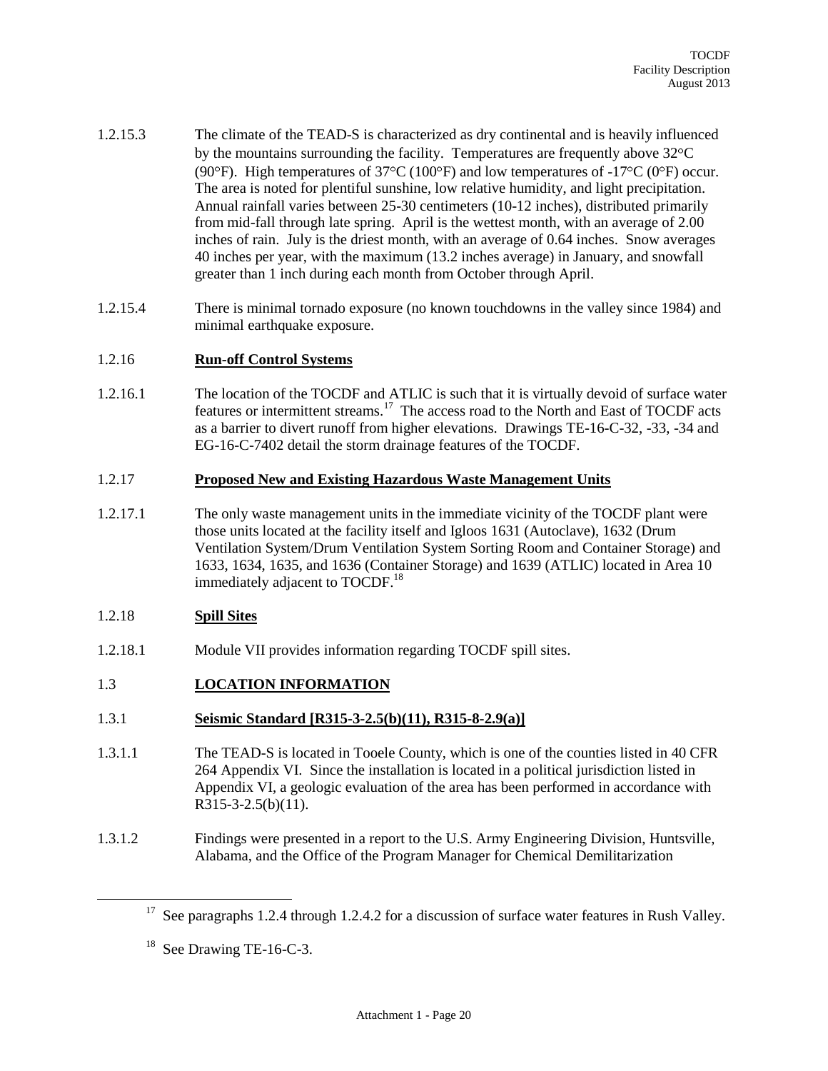1.2.15.3 The climate of the TEAD-S is characterized as dry continental and is heavily influenced by the mountains surrounding the facility. Temperatures are frequently above 32°C (90°F). High temperatures of 37°C (100°F) and low temperatures of -17°C (0°F) occur. The area is noted for plentiful sunshine, low relative humidity, and light precipitation. Annual rainfall varies between 25-30 centimeters (10-12 inches), distributed primarily from mid-fall through late spring. April is the wettest month, with an average of 2.00 inches of rain. July is the driest month, with an average of 0.64 inches. Snow averages 40 inches per year, with the maximum (13.2 inches average) in January, and snowfall greater than 1 inch during each month from October through April.

1.2.15.4 There is minimal tornado exposure (no known touchdowns in the valley since 1984) and minimal earthquake exposure.

### 1.2.16 Run-off Control Systems

1.2.16.1 The location of the TOCDF and ATLIC is such that it is virtually devoid of surface water features or intermittent streams.[17] The access road to the North and East of TOCDF acts as a barrier to divert runoff from higher elevations. Drawings TE-16-C-32, -33, -34 and EG-16-C-7402 detail the storm drainage features of the TOCDF.

### 1.2.17 Proposed New and Existing Hazardous Waste Management Units

1.2.17.1 The only waste management units in the immediate vicinity of the TOCDF plant were those units located at the facility itself and Igloos 1631 (Autoclave), 1632 (Drum Ventilation System/Drum Ventilation System Sorting Room and Container Storage) and 1633, 1634, 1635, and 1636 (Container Storage) and 1639 (ATLIC) located in Area 10 immediately adjacent to TOCDF.[18]

### 1.2.18 Spill Sites

1.2.18.1 Module VII provides information regarding TOCDF spill sites.

## 1.3 LOCATION INFORMATION

### 1.3.1 Seismic Standard [R315-3-2.5(b)(11), R315-8-2.9(a)]

1.3.1.1 The TEAD-S is located in Tooele County, which is one of the counties listed in 40 CFR 264 Appendix VI. Since the installation is located in a political jurisdiction listed in Appendix VI, a geologic evaluation of the area has been performed in accordance with R315-3-2.5(b)(11).

1.3.1.2 Findings were presented in a report to the U.S. Army Engineering Division, Huntsville, Alabama, and the Office of the Program Manager for Chemical Demilitarization

---

[17] See paragraphs 1.2.4 through 1.2.4.2 for a discussion of surface water features in Rush Valley.

[18] See Drawing TE-16-C-3.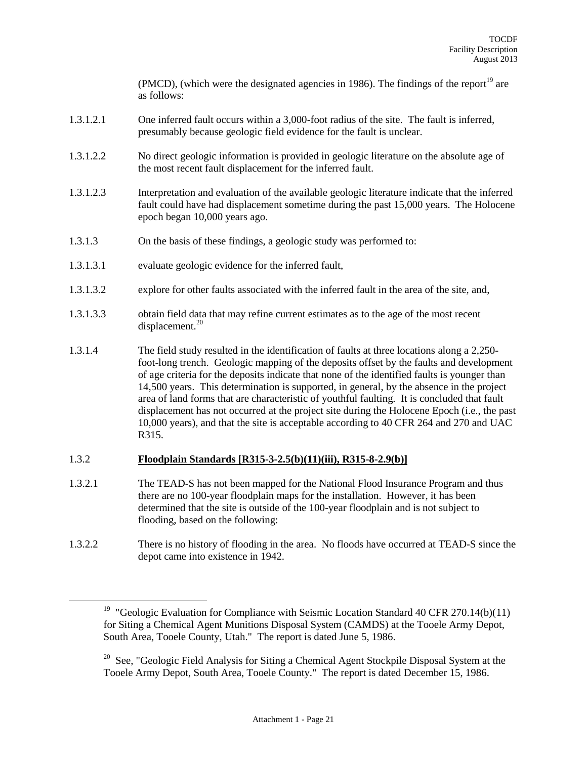(PMCD), (which were the designated agencies in 1986). The findings of the report[19] are as follows:

1.3.1.2.1 One inferred fault occurs within a 3,000-foot radius of the site. The fault is inferred, presumably because geologic field evidence for the fault is unclear.

1.3.1.2.2 No direct geologic information is provided in geologic literature on the absolute age of the most recent fault displacement for the inferred fault.

1.3.1.2.3 Interpretation and evaluation of the available geologic literature indicate that the inferred fault could have had displacement sometime during the past 15,000 years. The Holocene epoch began 10,000 years ago.

1.3.1.3 On the basis of these findings, a geologic study was performed to:

1.3.1.3.1 evaluate geologic evidence for the inferred fault,

1.3.1.3.2 explore for other faults associated with the inferred fault in the area of the site, and,

1.3.1.3.3 obtain field data that may refine current estimates as to the age of the most recent displacement.[20]

1.3.1.4 The field study resulted in the identification of faults at three locations along a 2,250-foot-long trench. Geologic mapping of the deposits offset by the faults and development of age criteria for the deposits indicate that none of the identified faults is younger than 14,500 years. This determination is supported, in general, by the absence in the project area of land forms that are characteristic of youthful faulting. It is concluded that fault displacement has not occurred at the project site during the Holocene Epoch (i.e., the past 10,000 years), and that the site is acceptable according to 40 CFR 264 and 270 and UAC R315.

### 1.3.2 **Floodplain Standards [R315-3-2.5(b)(11)(iii), R315-8-2.9(b)]**

1.3.2.1 The TEAD-S has not been mapped for the National Flood Insurance Program and thus there are no 100-year floodplain maps for the installation. However, it has been determined that the site is outside of the 100-year floodplain and is not subject to flooding, based on the following:

1.3.2.2 There is no history of flooding in the area. No floods have occurred at TEAD-S since the depot came into existence in 1942.

---

[19] "Geologic Evaluation for Compliance with Seismic Location Standard 40 CFR 270.14(b)(11) for Siting a Chemical Agent Munitions Disposal System (CAMDS) at the Tooele Army Depot, South Area, Tooele County, Utah." The report is dated June 5, 1986.

[20] See, "Geologic Field Analysis for Siting a Chemical Agent Stockpile Disposal System at the Tooele Army Depot, South Area, Tooele County." The report is dated December 15, 1986.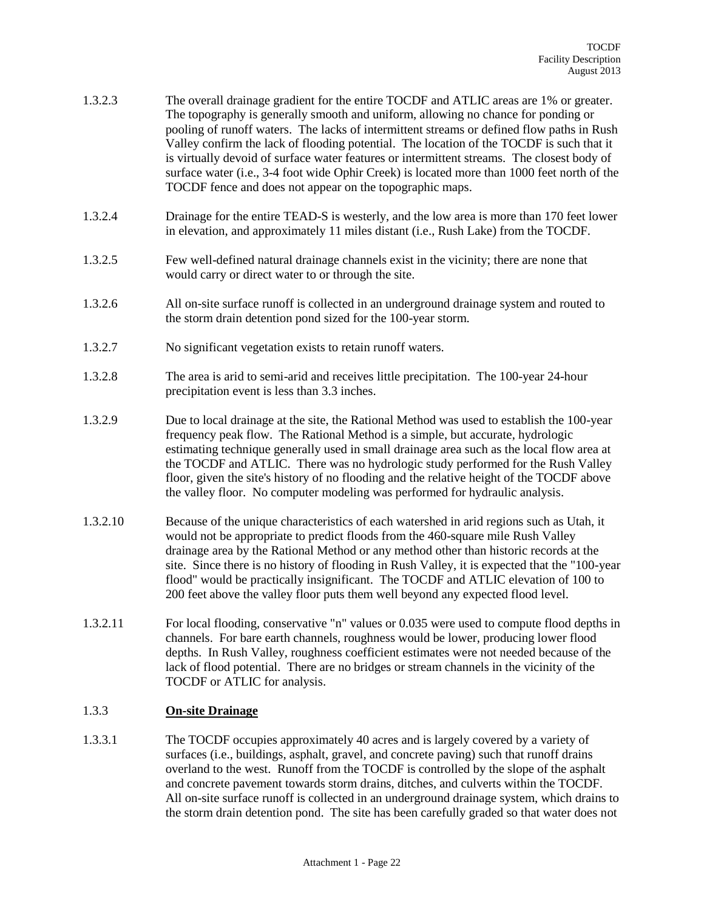1.3.2.3 The overall drainage gradient for the entire TOCDF and ATLIC areas are 1% or greater. The topography is generally smooth and uniform, allowing no chance for ponding or pooling of runoff waters. The lacks of intermittent streams or defined flow paths in Rush Valley confirm the lack of flooding potential. The location of the TOCDF is such that it is virtually devoid of surface water features or intermittent streams. The closest body of surface water (i.e., 3-4 foot wide Ophir Creek) is located more than 1000 feet north of the TOCDF fence and does not appear on the topographic maps.

1.3.2.4 Drainage for the entire TEAD-S is westerly, and the low area is more than 170 feet lower in elevation, and approximately 11 miles distant (i.e., Rush Lake) from the TOCDF.

1.3.2.5 Few well-defined natural drainage channels exist in the vicinity; there are none that would carry or direct water to or through the site.

1.3.2.6 All on-site surface runoff is collected in an underground drainage system and routed to the storm drain detention pond sized for the 100-year storm.

1.3.2.7 No significant vegetation exists to retain runoff waters.

1.3.2.8 The area is arid to semi-arid and receives little precipitation. The 100-year 24-hour precipitation event is less than 3.3 inches.

1.3.2.9 Due to local drainage at the site, the Rational Method was used to establish the 100-year frequency peak flow. The Rational Method is a simple, but accurate, hydrologic estimating technique generally used in small drainage area such as the local flow area at the TOCDF and ATLIC. There was no hydrologic study performed for the Rush Valley floor, given the site's history of no flooding and the relative height of the TOCDF above the valley floor. No computer modeling was performed for hydraulic analysis.

1.3.2.10 Because of the unique characteristics of each watershed in arid regions such as Utah, it would not be appropriate to predict floods from the 460-square mile Rush Valley drainage area by the Rational Method or any method other than historic records at the site. Since there is no history of flooding in Rush Valley, it is expected that the "100-year flood" would be practically insignificant. The TOCDF and ATLIC elevation of 100 to 200 feet above the valley floor puts them well beyond any expected flood level.

1.3.2.11 For local flooding, conservative "n" values or 0.035 were used to compute flood depths in channels. For bare earth channels, roughness would be lower, producing lower flood depths. In Rush Valley, roughness coefficient estimates were not needed because of the lack of flood potential. There are no bridges or stream channels in the vicinity of the TOCDF or ATLIC for analysis.

### 1.3.3 **On-site Drainage**

1.3.3.1 The TOCDF occupies approximately 40 acres and is largely covered by a variety of surfaces (i.e., buildings, asphalt, gravel, and concrete paving) such that runoff drains overland to the west. Runoff from the TOCDF is controlled by the slope of the asphalt and concrete pavement towards storm drains, ditches, and culverts within the TOCDF. All on-site surface runoff is collected in an underground drainage system, which drains to the storm drain detention pond. The site has been carefully graded so that water does not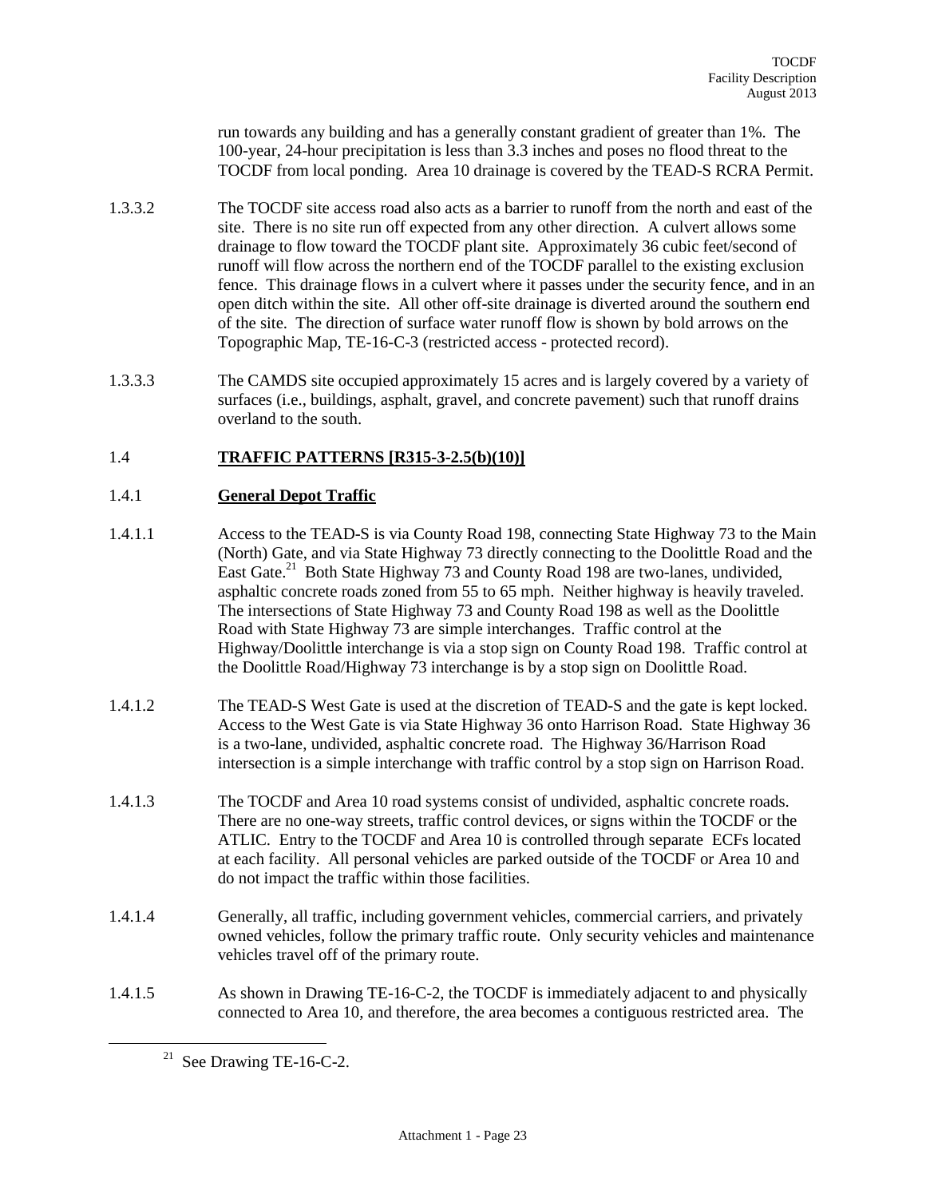run towards any building and has a generally constant gradient of greater than 1%. The 100-year, 24-hour precipitation is less than 3.3 inches and poses no flood threat to the TOCDF from local ponding. Area 10 drainage is covered by the TEAD-S RCRA Permit.

1.3.3.2 The TOCDF site access road also acts as a barrier to runoff from the north and east of the site. There is no site run off expected from any other direction. A culvert allows some drainage to flow toward the TOCDF plant site. Approximately 36 cubic feet/second of runoff will flow across the northern end of the TOCDF parallel to the existing exclusion fence. This drainage flows in a culvert where it passes under the security fence, and in an open ditch within the site. All other off-site drainage is diverted around the southern end of the site. The direction of surface water runoff flow is shown by bold arrows on the Topographic Map, TE-16-C-3 (restricted access - protected record).

1.3.3.3 The CAMDS site occupied approximately 15 acres and is largely covered by a variety of surfaces (i.e., buildings, asphalt, gravel, and concrete pavement) such that runoff drains overland to the south.

## 1.4 TRAFFIC PATTERNS [R315-3-2.5(b)(10)]

### 1.4.1 General Depot Traffic

1.4.1.1 Access to the TEAD-S is via County Road 198, connecting State Highway 73 to the Main (North) Gate, and via State Highway 73 directly connecting to the Doolittle Road and the East Gate.[21] Both State Highway 73 and County Road 198 are two-lanes, undivided, asphaltic concrete roads zoned from 55 to 65 mph. Neither highway is heavily traveled. The intersections of State Highway 73 and County Road 198 as well as the Doolittle Road with State Highway 73 are simple interchanges. Traffic control at the Highway/Doolittle interchange is via a stop sign on County Road 198. Traffic control at the Doolittle Road/Highway 73 interchange is by a stop sign on Doolittle Road.

1.4.1.2 The TEAD-S West Gate is used at the discretion of TEAD-S and the gate is kept locked. Access to the West Gate is via State Highway 36 onto Harrison Road. State Highway 36 is a two-lane, undivided, asphaltic concrete road. The Highway 36/Harrison Road intersection is a simple interchange with traffic control by a stop sign on Harrison Road.

1.4.1.3 The TOCDF and Area 10 road systems consist of undivided, asphaltic concrete roads. There are no one-way streets, traffic control devices, or signs within the TOCDF or the ATLIC. Entry to the TOCDF and Area 10 is controlled through separate ECFs located at each facility. All personal vehicles are parked outside of the TOCDF or Area 10 and do not impact the traffic within those facilities.

1.4.1.4 Generally, all traffic, including government vehicles, commercial carriers, and privately owned vehicles, follow the primary traffic route. Only security vehicles and maintenance vehicles travel off of the primary route.

1.4.1.5 As shown in Drawing TE-16-C-2, the TOCDF is immediately adjacent to and physically connected to Area 10, and therefore, the area becomes a contiguous restricted area. The

[21] See Drawing TE-16-C-2.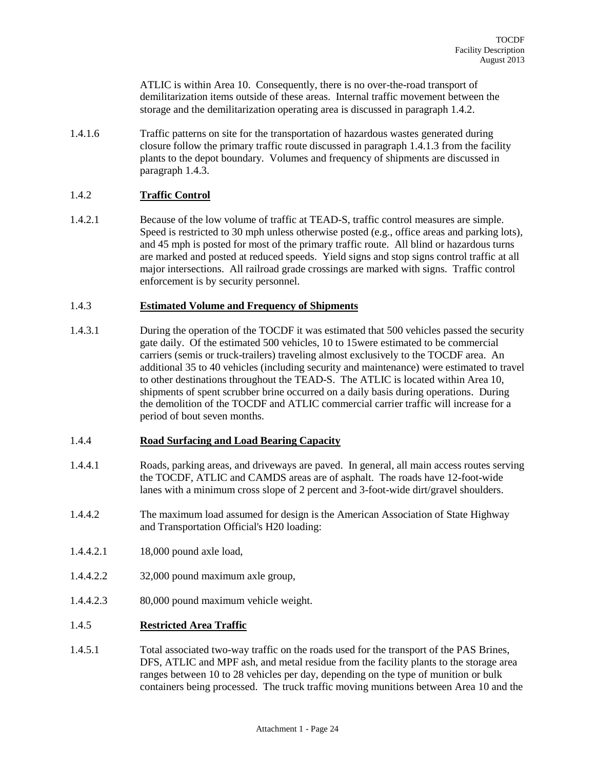ATLIC is within Area 10. Consequently, there is no over-the-road transport of demilitarization items outside of these areas. Internal traffic movement between the storage and the demilitarization operating area is discussed in paragraph 1.4.2.

1.4.1.6 Traffic patterns on site for the transportation of hazardous wastes generated during closure follow the primary traffic route discussed in paragraph 1.4.1.3 from the facility plants to the depot boundary. Volumes and frequency of shipments are discussed in paragraph 1.4.3.

### 1.4.2 **Traffic Control**

1.4.2.1 Because of the low volume of traffic at TEAD-S, traffic control measures are simple. Speed is restricted to 30 mph unless otherwise posted (e.g., office areas and parking lots), and 45 mph is posted for most of the primary traffic route. All blind or hazardous turns are marked and posted at reduced speeds. Yield signs and stop signs control traffic at all major intersections. All railroad grade crossings are marked with signs. Traffic control enforcement is by security personnel.

### 1.4.3 **Estimated Volume and Frequency of Shipments**

1.4.3.1 During the operation of the TOCDF it was estimated that 500 vehicles passed the security gate daily. Of the estimated 500 vehicles, 10 to 15were estimated to be commercial carriers (semis or truck-trailers) traveling almost exclusively to the TOCDF area. An additional 35 to 40 vehicles (including security and maintenance) were estimated to travel to other destinations throughout the TEAD-S. The ATLIC is located within Area 10, shipments of spent scrubber brine occurred on a daily basis during operations. During the demolition of the TOCDF and ATLIC commercial carrier traffic will increase for a period of bout seven months.

### 1.4.4 **Road Surfacing and Load Bearing Capacity**

1.4.4.1 Roads, parking areas, and driveways are paved. In general, all main access routes serving the TOCDF, ATLIC and CAMDS areas are of asphalt. The roads have 12-foot-wide lanes with a minimum cross slope of 2 percent and 3-foot-wide dirt/gravel shoulders.

1.4.4.2 The maximum load assumed for design is the American Association of State Highway and Transportation Official's H20 loading:

1.4.4.2.1 18,000 pound axle load,

1.4.4.2.2 32,000 pound maximum axle group,

1.4.4.2.3 80,000 pound maximum vehicle weight.

### 1.4.5 **Restricted Area Traffic**

1.4.5.1 Total associated two-way traffic on the roads used for the transport of the PAS Brines, DFS, ATLIC and MPF ash, and metal residue from the facility plants to the storage area ranges between 10 to 28 vehicles per day, depending on the type of munition or bulk containers being processed. The truck traffic moving munitions between Area 10 and the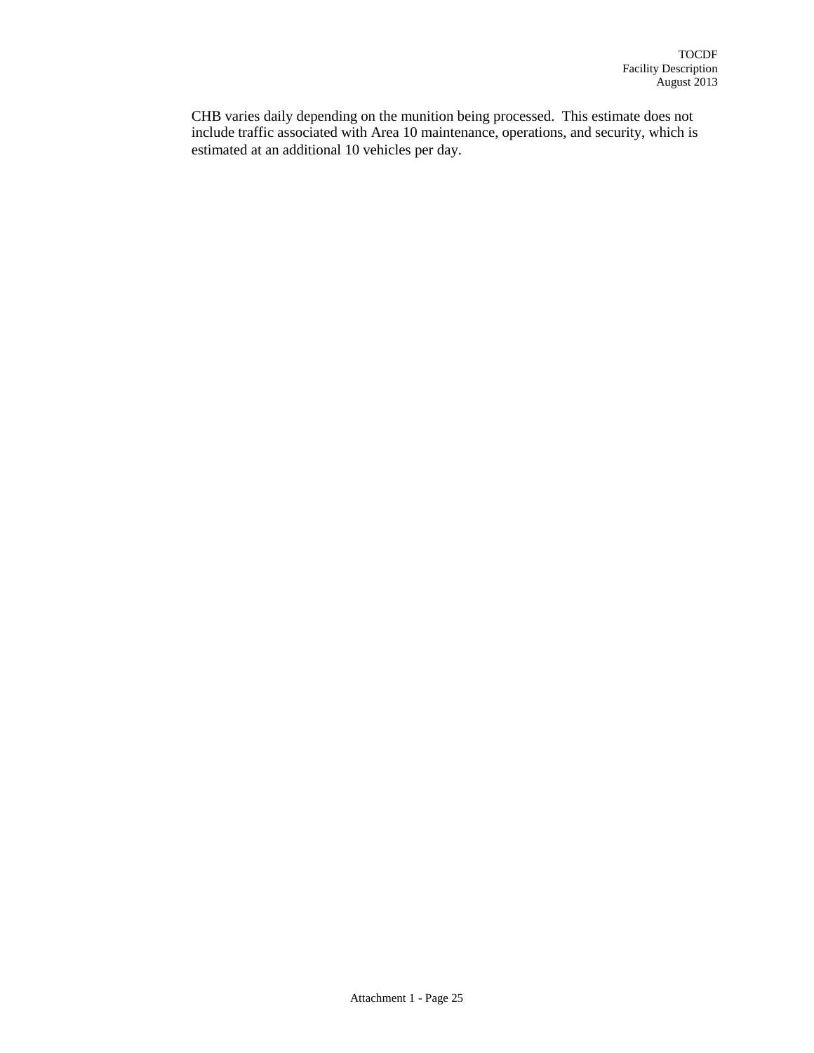CHB varies daily depending on the munition being processed. This estimate does not include traffic associated with Area 10 maintenance, operations, and security, which is estimated at an additional 10 vehicles per day.